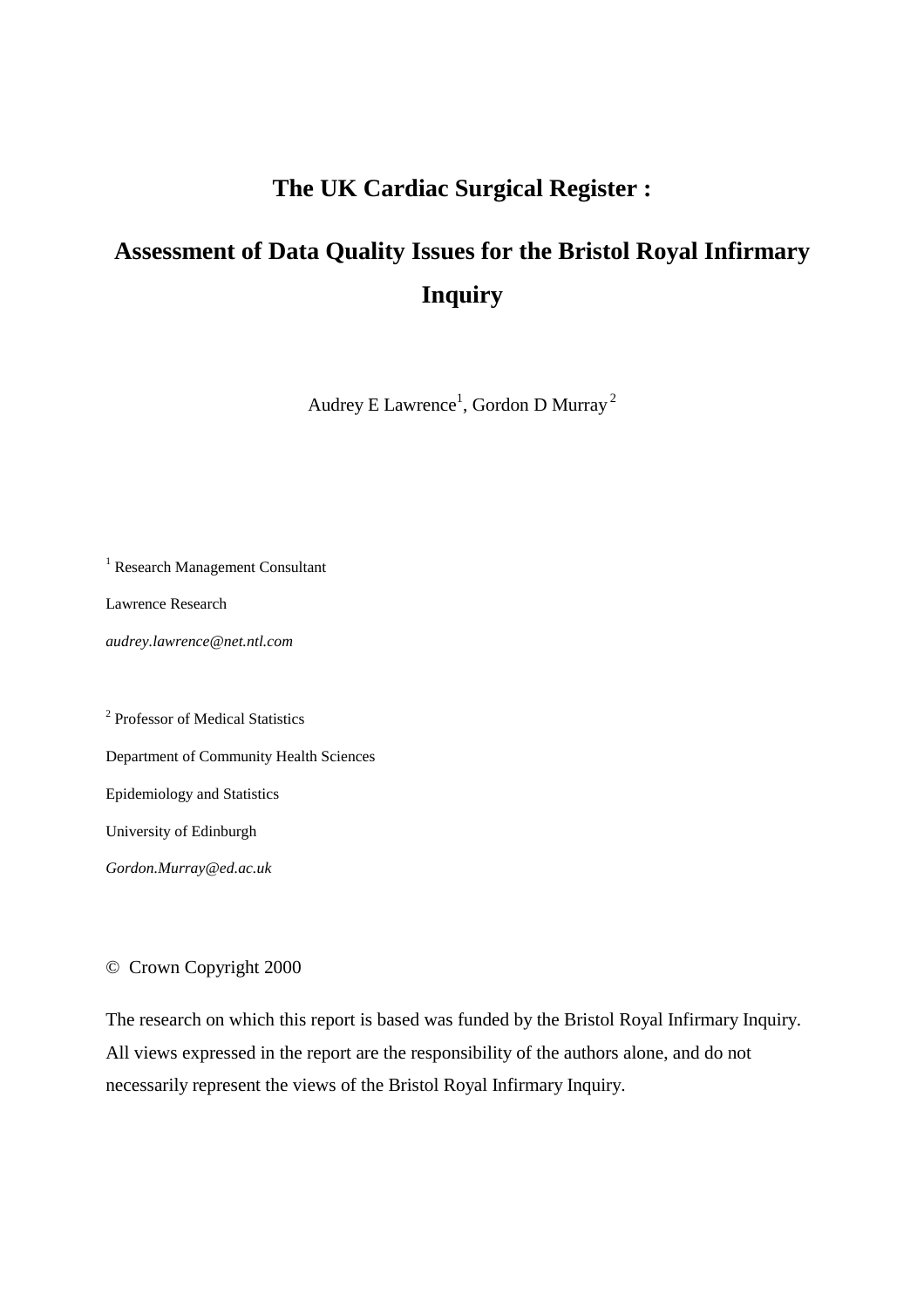# The UK Cardiac Surgical Register :

# Assessment of Data Quality Issues for the Bristol Royal Infirmary Inquiry

Audrey E Lawrence[1], Gordon D Murray[2]

[1] Research Management Consultant

Lawrence Research

*audrey.lawrence@net.ntl.com*

[2] Professor of Medical Statistics

Department of Community Health Sciences

Epidemiology and Statistics

University of Edinburgh

*Gordon.Murray@ed.ac.uk*

© Crown Copyright 2000

The research on which this report is based was funded by the Bristol Royal Infirmary Inquiry. All views expressed in the report are the responsibility of the authors alone, and do not necessarily represent the views of the Bristol Royal Infirmary Inquiry.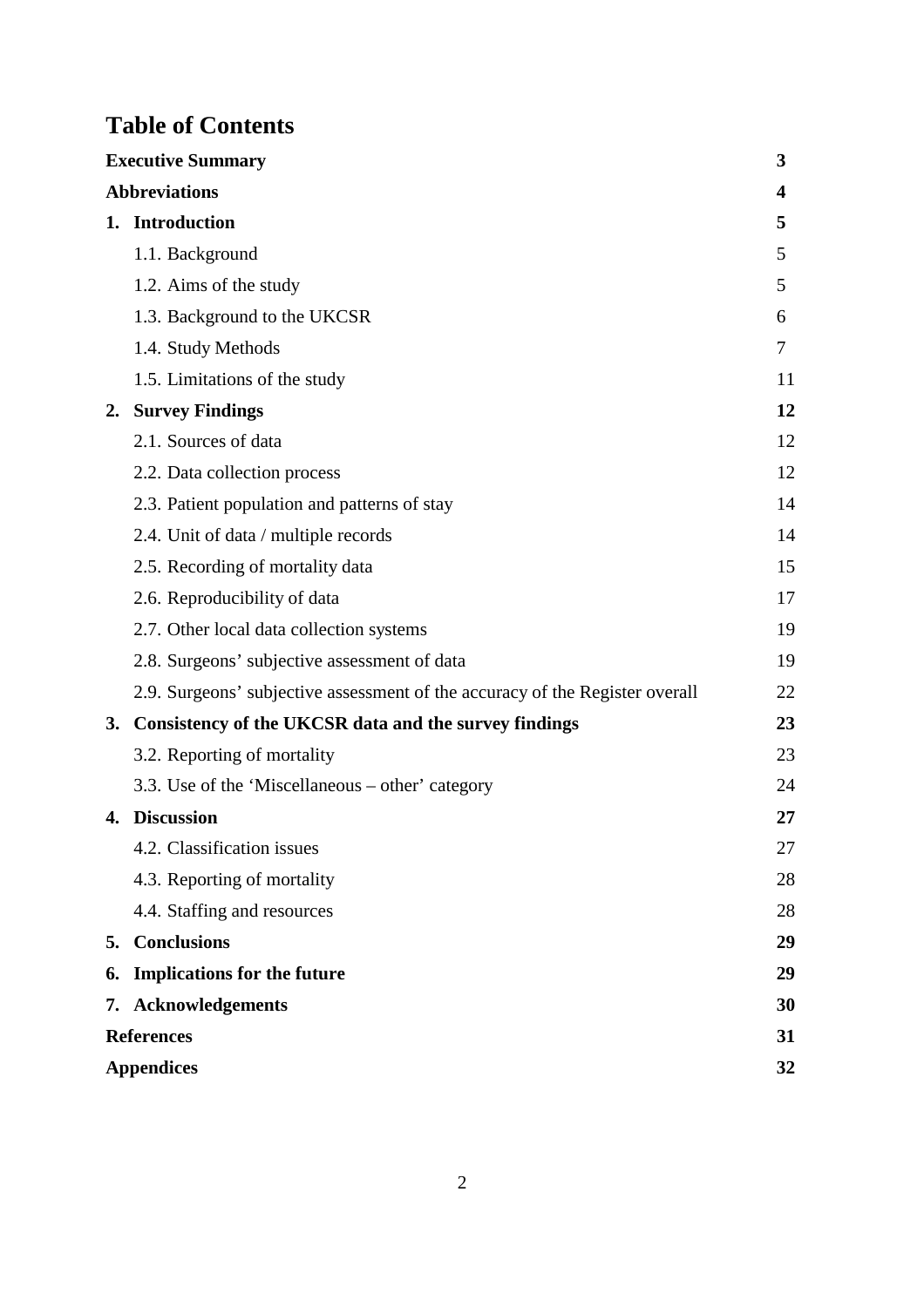# Table of Contents

| | |
|---|---|
| **Executive Summary** | **3** |
| **Abbreviations** | **4** |
| **1. Introduction** | **5** |
| 1.1. Background | 5 |
| 1.2. Aims of the study | 5 |
| 1.3. Background to the UKCSR | 6 |
| 1.4. Study Methods | 7 |
| 1.5. Limitations of the study | 11 |
| **2. Survey Findings** | **12** |
| 2.1. Sources of data | 12 |
| 2.2. Data collection process | 12 |
| 2.3. Patient population and patterns of stay | 14 |
| 2.4. Unit of data / multiple records | 14 |
| 2.5. Recording of mortality data | 15 |
| 2.6. Reproducibility of data | 17 |
| 2.7. Other local data collection systems | 19 |
| 2.8. Surgeons' subjective assessment of data | 19 |
| 2.9. Surgeons' subjective assessment of the accuracy of the Register overall | 22 |
| **3. Consistency of the UKCSR data and the survey findings** | **23** |
| 3.2. Reporting of mortality | 23 |
| 3.3. Use of the 'Miscellaneous – other' category | 24 |
| **4. Discussion** | **27** |
| 4.2. Classification issues | 27 |
| 4.3. Reporting of mortality | 28 |
| 4.4. Staffing and resources | 28 |
| **5. Conclusions** | **29** |
| **6. Implications for the future** | **29** |
| **7. Acknowledgements** | **30** |
| **References** | **31** |
| **Appendices** | **32** |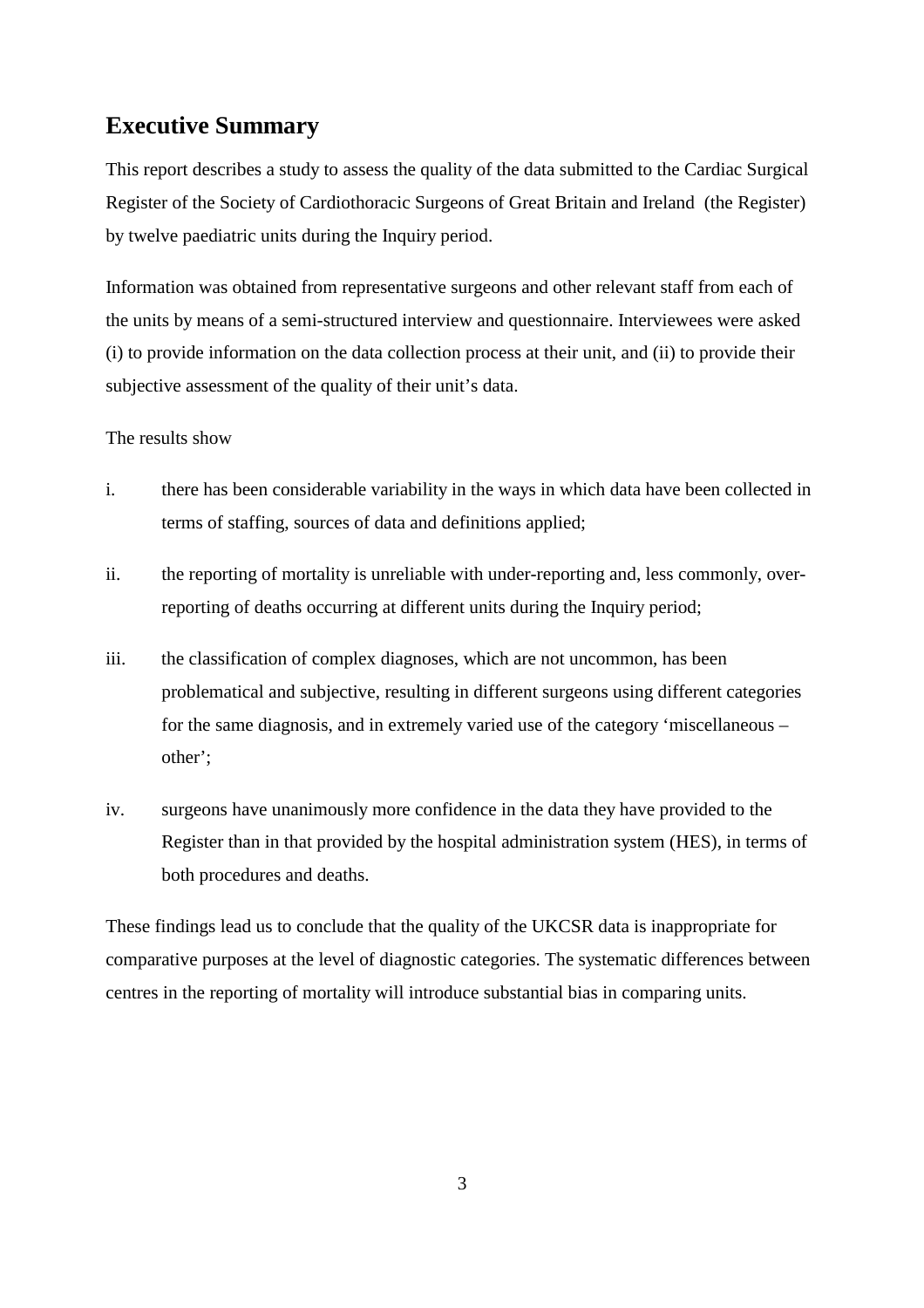## Executive Summary

This report describes a study to assess the quality of the data submitted to the Cardiac Surgical Register of the Society of Cardiothoracic Surgeons of Great Britain and Ireland (the Register) by twelve paediatric units during the Inquiry period.

Information was obtained from representative surgeons and other relevant staff from each of the units by means of a semi-structured interview and questionnaire. Interviewees were asked (i) to provide information on the data collection process at their unit, and (ii) to provide their subjective assessment of the quality of their unit's data.

The results show

i. there has been considerable variability in the ways in which data have been collected in terms of staffing, sources of data and definitions applied;

ii. the reporting of mortality is unreliable with under-reporting and, less commonly, over-reporting of deaths occurring at different units during the Inquiry period;

iii. the classification of complex diagnoses, which are not uncommon, has been problematical and subjective, resulting in different surgeons using different categories for the same diagnosis, and in extremely varied use of the category 'miscellaneous – other';

iv. surgeons have unanimously more confidence in the data they have provided to the Register than in that provided by the hospital administration system (HES), in terms of both procedures and deaths.

These findings lead us to conclude that the quality of the UKCSR data is inappropriate for comparative purposes at the level of diagnostic categories. The systematic differences between centres in the reporting of mortality will introduce substantial bias in comparing units.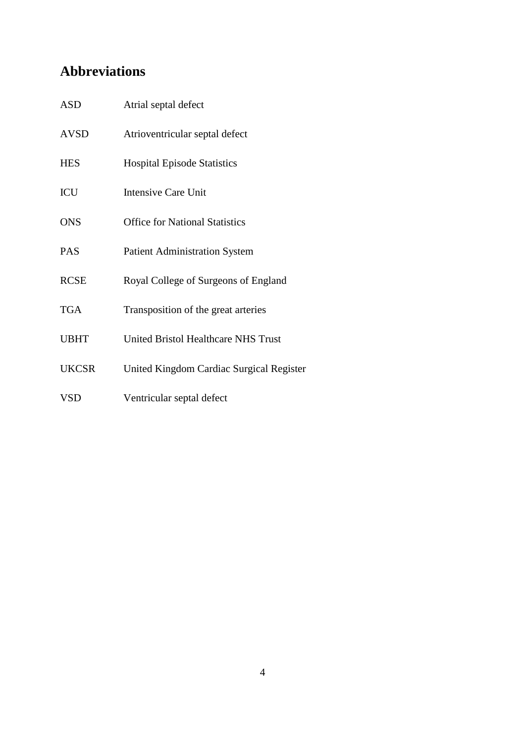## Abbreviations

| | |
|---|---|
| ASD | Atrial septal defect |
| AVSD | Atrioventricular septal defect |
| HES | Hospital Episode Statistics |
| ICU | Intensive Care Unit |
| ONS | Office for National Statistics |
| PAS | Patient Administration System |
| RCSE | Royal College of Surgeons of England |
| TGA | Transposition of the great arteries |
| UBHT | United Bristol Healthcare NHS Trust |
| UKCSR | United Kingdom Cardiac Surgical Register |
| VSD | Ventricular septal defect |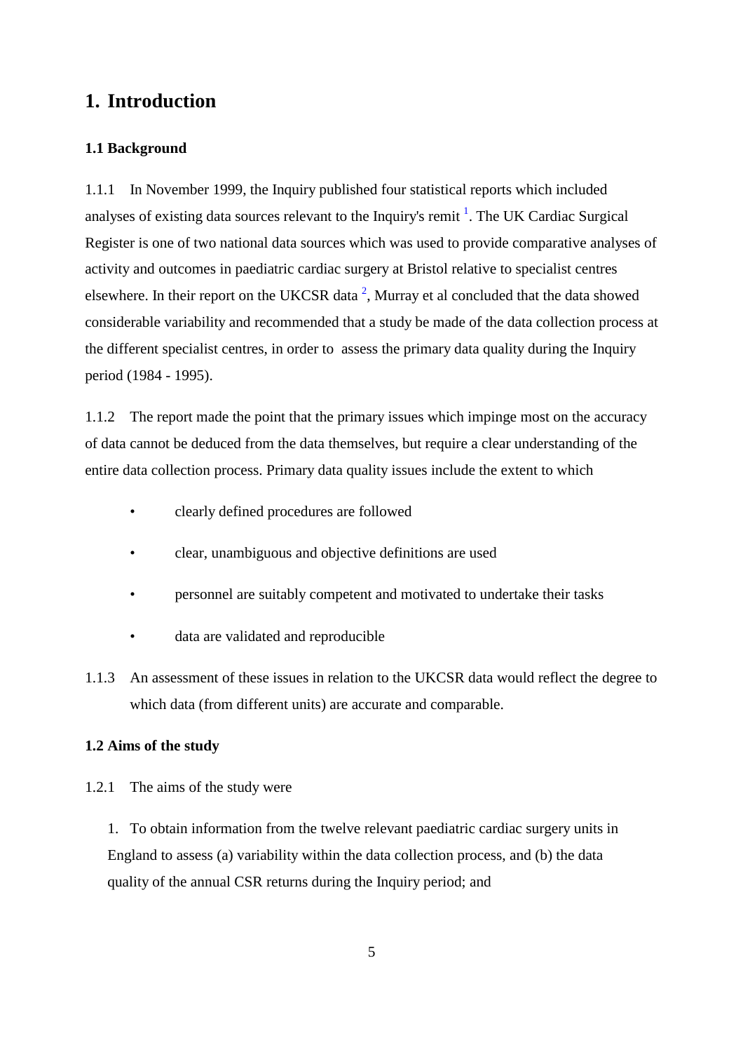# 1. Introduction

### 1.1 Background

1.1.1 In November 1999, the Inquiry published four statistical reports which included analyses of existing data sources relevant to the Inquiry's remit [1]. The UK Cardiac Surgical Register is one of two national data sources which was used to provide comparative analyses of activity and outcomes in paediatric cardiac surgery at Bristol relative to specialist centres elsewhere. In their report on the UKCSR data [2], Murray et al concluded that the data showed considerable variability and recommended that a study be made of the data collection process at the different specialist centres, in order to assess the primary data quality during the Inquiry period (1984 - 1995).

1.1.2 The report made the point that the primary issues which impinge most on the accuracy of data cannot be deduced from the data themselves, but require a clear understanding of the entire data collection process. Primary data quality issues include the extent to which

- clearly defined procedures are followed
- clear, unambiguous and objective definitions are used
- personnel are suitably competent and motivated to undertake their tasks
- data are validated and reproducible

1.1.3 An assessment of these issues in relation to the UKCSR data would reflect the degree to which data (from different units) are accurate and comparable.

### 1.2 Aims of the study

1.2.1 The aims of the study were

1. To obtain information from the twelve relevant paediatric cardiac surgery units in England to assess (a) variability within the data collection process, and (b) the data quality of the annual CSR returns during the Inquiry period; and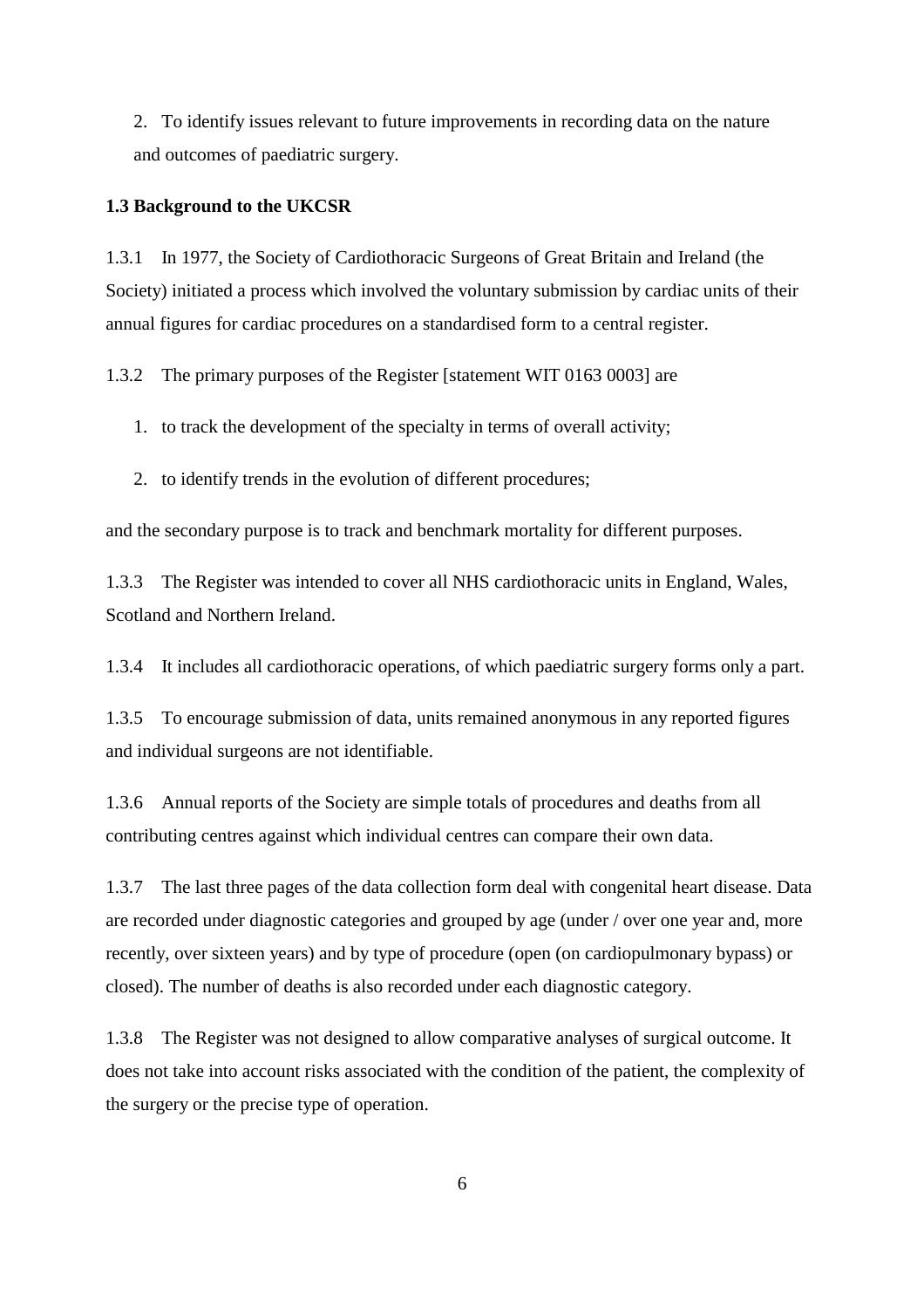2. To identify issues relevant to future improvements in recording data on the nature and outcomes of paediatric surgery.

**1.3 Background to the UKCSR**

1.3.1 In 1977, the Society of Cardiothoracic Surgeons of Great Britain and Ireland (the Society) initiated a process which involved the voluntary submission by cardiac units of their annual figures for cardiac procedures on a standardised form to a central register.

1.3.2 The primary purposes of the Register [statement WIT 0163 0003] are

1. to track the development of the specialty in terms of overall activity;
2. to identify trends in the evolution of different procedures;

and the secondary purpose is to track and benchmark mortality for different purposes.

1.3.3 The Register was intended to cover all NHS cardiothoracic units in England, Wales, Scotland and Northern Ireland.

1.3.4 It includes all cardiothoracic operations, of which paediatric surgery forms only a part.

1.3.5 To encourage submission of data, units remained anonymous in any reported figures and individual surgeons are not identifiable.

1.3.6 Annual reports of the Society are simple totals of procedures and deaths from all contributing centres against which individual centres can compare their own data.

1.3.7 The last three pages of the data collection form deal with congenital heart disease. Data are recorded under diagnostic categories and grouped by age (under / over one year and, more recently, over sixteen years) and by type of procedure (open (on cardiopulmonary bypass) or closed). The number of deaths is also recorded under each diagnostic category.

1.3.8 The Register was not designed to allow comparative analyses of surgical outcome. It does not take into account risks associated with the condition of the patient, the complexity of the surgery or the precise type of operation.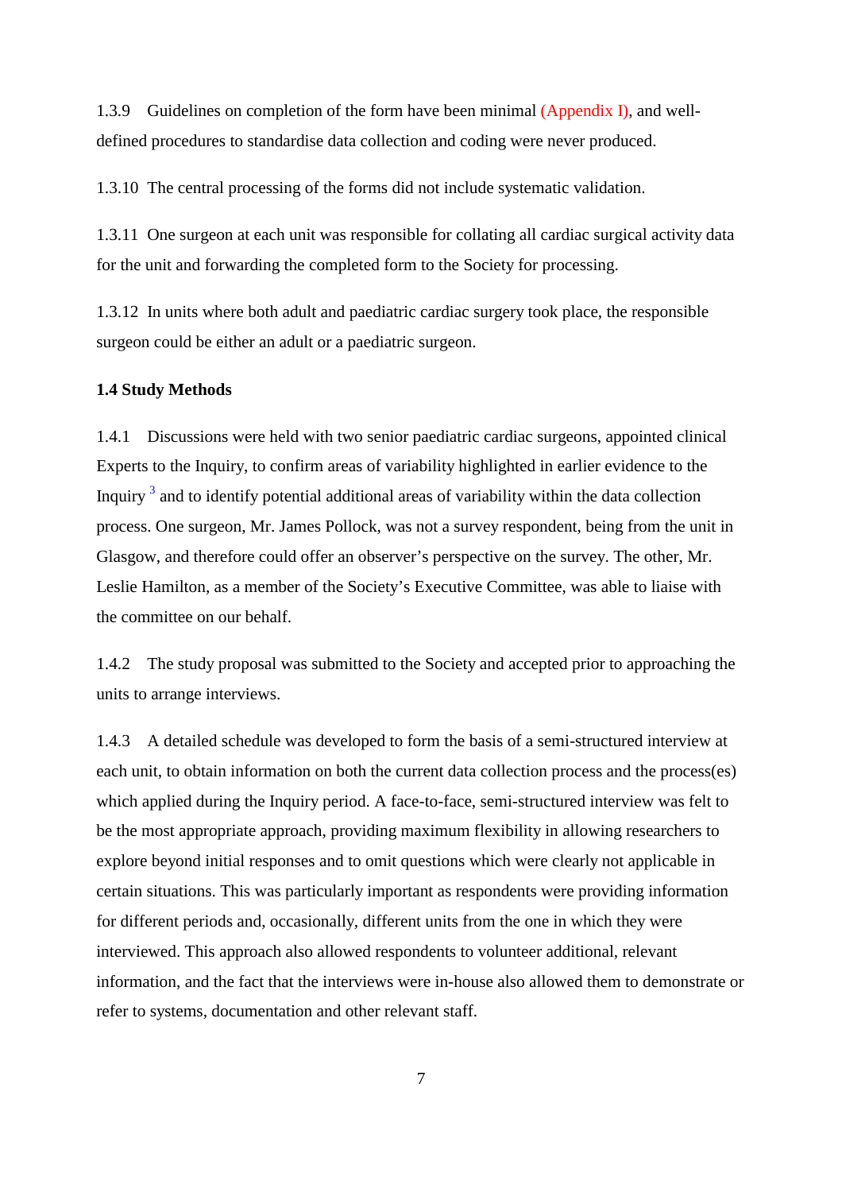1.3.9 Guidelines on completion of the form have been minimal (Appendix I), and well-defined procedures to standardise data collection and coding were never produced.

1.3.10 The central processing of the forms did not include systematic validation.

1.3.11 One surgeon at each unit was responsible for collating all cardiac surgical activity data for the unit and forwarding the completed form to the Society for processing.

1.3.12 In units where both adult and paediatric cardiac surgery took place, the responsible surgeon could be either an adult or a paediatric surgeon.

**1.4 Study Methods**

1.4.1 Discussions were held with two senior paediatric cardiac surgeons, appointed clinical Experts to the Inquiry, to confirm areas of variability highlighted in earlier evidence to the Inquiry [3] and to identify potential additional areas of variability within the data collection process. One surgeon, Mr. James Pollock, was not a survey respondent, being from the unit in Glasgow, and therefore could offer an observer's perspective on the survey. The other, Mr. Leslie Hamilton, as a member of the Society's Executive Committee, was able to liaise with the committee on our behalf.

1.4.2 The study proposal was submitted to the Society and accepted prior to approaching the units to arrange interviews.

1.4.3 A detailed schedule was developed to form the basis of a semi-structured interview at each unit, to obtain information on both the current data collection process and the process(es) which applied during the Inquiry period. A face-to-face, semi-structured interview was felt to be the most appropriate approach, providing maximum flexibility in allowing researchers to explore beyond initial responses and to omit questions which were clearly not applicable in certain situations. This was particularly important as respondents were providing information for different periods and, occasionally, different units from the one in which they were interviewed. This approach also allowed respondents to volunteer additional, relevant information, and the fact that the interviews were in-house also allowed them to demonstrate or refer to systems, documentation and other relevant staff.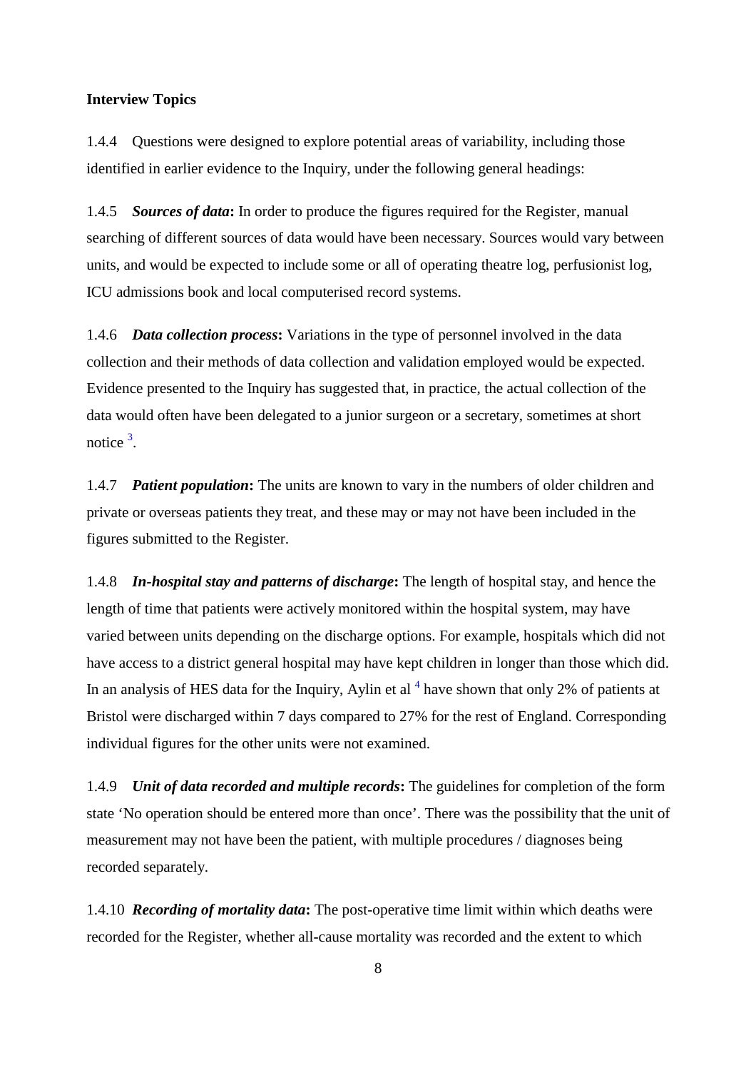**Interview Topics**

1.4.4 Questions were designed to explore potential areas of variability, including those identified in earlier evidence to the Inquiry, under the following general headings:

1.4.5 ***Sources of data*****:** In order to produce the figures required for the Register, manual searching of different sources of data would have been necessary. Sources would vary between units, and would be expected to include some or all of operating theatre log, perfusionist log, ICU admissions book and local computerised record systems.

1.4.6 ***Data collection process*****:** Variations in the type of personnel involved in the data collection and their methods of data collection and validation employed would be expected. Evidence presented to the Inquiry has suggested that, in practice, the actual collection of the data would often have been delegated to a junior surgeon or a secretary, sometimes at short notice [3].

1.4.7 ***Patient population*****:** The units are known to vary in the numbers of older children and private or overseas patients they treat, and these may or may not have been included in the figures submitted to the Register.

1.4.8 ***In-hospital stay and patterns of discharge*****:** The length of hospital stay, and hence the length of time that patients were actively monitored within the hospital system, may have varied between units depending on the discharge options. For example, hospitals which did not have access to a district general hospital may have kept children in longer than those which did. In an analysis of HES data for the Inquiry, Aylin et al [4] have shown that only 2% of patients at Bristol were discharged within 7 days compared to 27% for the rest of England. Corresponding individual figures for the other units were not examined.

1.4.9 ***Unit of data recorded and multiple records*****:** The guidelines for completion of the form state 'No operation should be entered more than once'. There was the possibility that the unit of measurement may not have been the patient, with multiple procedures / diagnoses being recorded separately.

1.4.10 ***Recording of mortality data*****:** The post-operative time limit within which deaths were recorded for the Register, whether all-cause mortality was recorded and the extent to which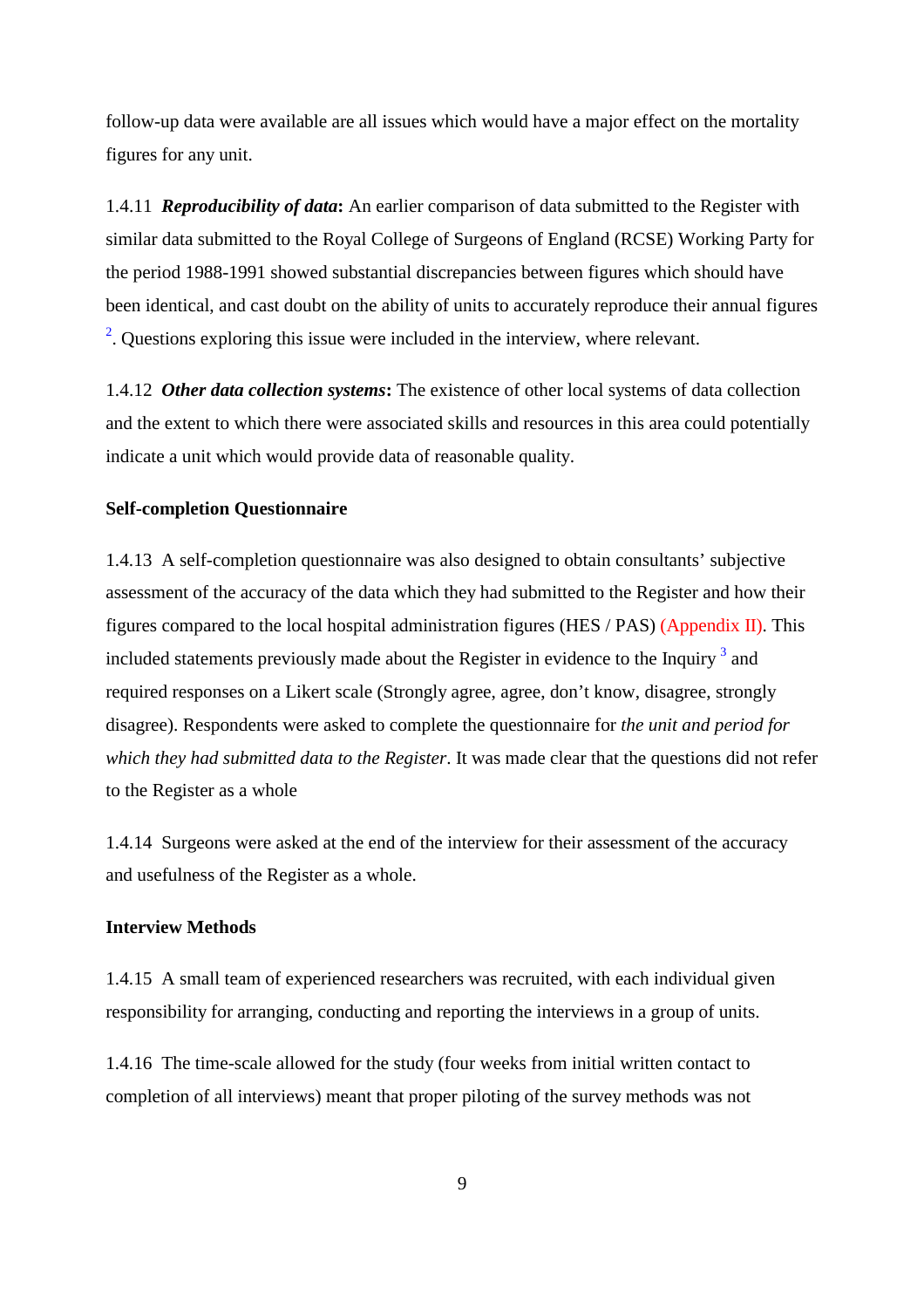follow-up data were available are all issues which would have a major effect on the mortality figures for any unit.

1.4.11 ***Reproducibility of data*****:** An earlier comparison of data submitted to the Register with similar data submitted to the Royal College of Surgeons of England (RCSE) Working Party for the period 1988-1991 showed substantial discrepancies between figures which should have been identical, and cast doubt on the ability of units to accurately reproduce their annual figures [2]. Questions exploring this issue were included in the interview, where relevant.

1.4.12 ***Other data collection systems*****:** The existence of other local systems of data collection and the extent to which there were associated skills and resources in this area could potentially indicate a unit which would provide data of reasonable quality.

**Self-completion Questionnaire**

1.4.13 A self-completion questionnaire was also designed to obtain consultants' subjective assessment of the accuracy of the data which they had submitted to the Register and how their figures compared to the local hospital administration figures (HES / PAS) (Appendix II). This included statements previously made about the Register in evidence to the Inquiry [3] and required responses on a Likert scale (Strongly agree, agree, don't know, disagree, strongly disagree). Respondents were asked to complete the questionnaire for *the unit and period for which they had submitted data to the Register*. It was made clear that the questions did not refer to the Register as a whole

1.4.14 Surgeons were asked at the end of the interview for their assessment of the accuracy and usefulness of the Register as a whole.

**Interview Methods**

1.4.15 A small team of experienced researchers was recruited, with each individual given responsibility for arranging, conducting and reporting the interviews in a group of units.

1.4.16 The time-scale allowed for the study (four weeks from initial written contact to completion of all interviews) meant that proper piloting of the survey methods was not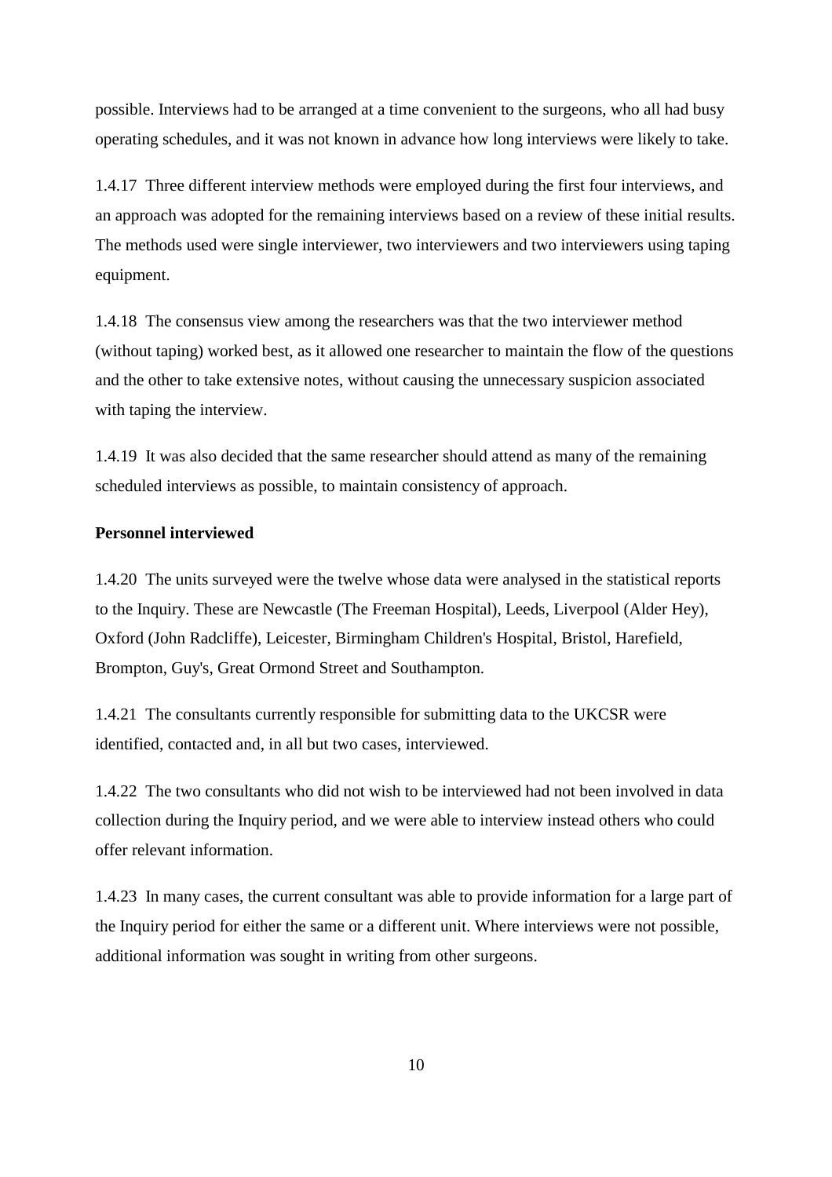possible. Interviews had to be arranged at a time convenient to the surgeons, who all had busy operating schedules, and it was not known in advance how long interviews were likely to take.

1.4.17 Three different interview methods were employed during the first four interviews, and an approach was adopted for the remaining interviews based on a review of these initial results. The methods used were single interviewer, two interviewers and two interviewers using taping equipment.

1.4.18 The consensus view among the researchers was that the two interviewer method (without taping) worked best, as it allowed one researcher to maintain the flow of the questions and the other to take extensive notes, without causing the unnecessary suspicion associated with taping the interview.

1.4.19 It was also decided that the same researcher should attend as many of the remaining scheduled interviews as possible, to maintain consistency of approach.

**Personnel interviewed**

1.4.20 The units surveyed were the twelve whose data were analysed in the statistical reports to the Inquiry. These are Newcastle (The Freeman Hospital), Leeds, Liverpool (Alder Hey), Oxford (John Radcliffe), Leicester, Birmingham Children's Hospital, Bristol, Harefield, Brompton, Guy's, Great Ormond Street and Southampton.

1.4.21 The consultants currently responsible for submitting data to the UKCSR were identified, contacted and, in all but two cases, interviewed.

1.4.22 The two consultants who did not wish to be interviewed had not been involved in data collection during the Inquiry period, and we were able to interview instead others who could offer relevant information.

1.4.23 In many cases, the current consultant was able to provide information for a large part of the Inquiry period for either the same or a different unit. Where interviews were not possible, additional information was sought in writing from other surgeons.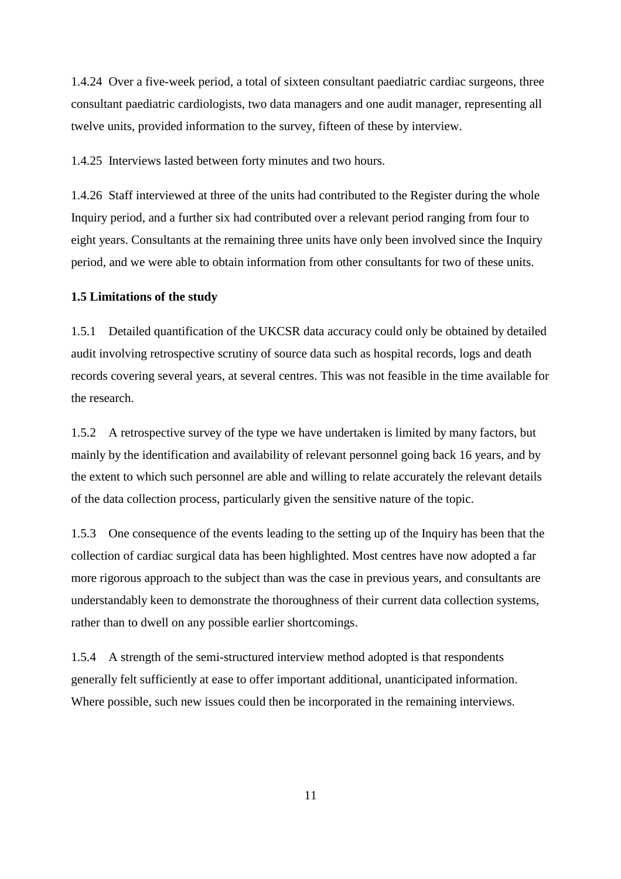1.4.24 Over a five-week period, a total of sixteen consultant paediatric cardiac surgeons, three consultant paediatric cardiologists, two data managers and one audit manager, representing all twelve units, provided information to the survey, fifteen of these by interview.

1.4.25 Interviews lasted between forty minutes and two hours.

1.4.26 Staff interviewed at three of the units had contributed to the Register during the whole Inquiry period, and a further six had contributed over a relevant period ranging from four to eight years. Consultants at the remaining three units have only been involved since the Inquiry period, and we were able to obtain information from other consultants for two of these units.

**1.5 Limitations of the study**

1.5.1 Detailed quantification of the UKCSR data accuracy could only be obtained by detailed audit involving retrospective scrutiny of source data such as hospital records, logs and death records covering several years, at several centres. This was not feasible in the time available for the research.

1.5.2 A retrospective survey of the type we have undertaken is limited by many factors, but mainly by the identification and availability of relevant personnel going back 16 years, and by the extent to which such personnel are able and willing to relate accurately the relevant details of the data collection process, particularly given the sensitive nature of the topic.

1.5.3 One consequence of the events leading to the setting up of the Inquiry has been that the collection of cardiac surgical data has been highlighted. Most centres have now adopted a far more rigorous approach to the subject than was the case in previous years, and consultants are understandably keen to demonstrate the thoroughness of their current data collection systems, rather than to dwell on any possible earlier shortcomings.

1.5.4 A strength of the semi-structured interview method adopted is that respondents generally felt sufficiently at ease to offer important additional, unanticipated information. Where possible, such new issues could then be incorporated in the remaining interviews.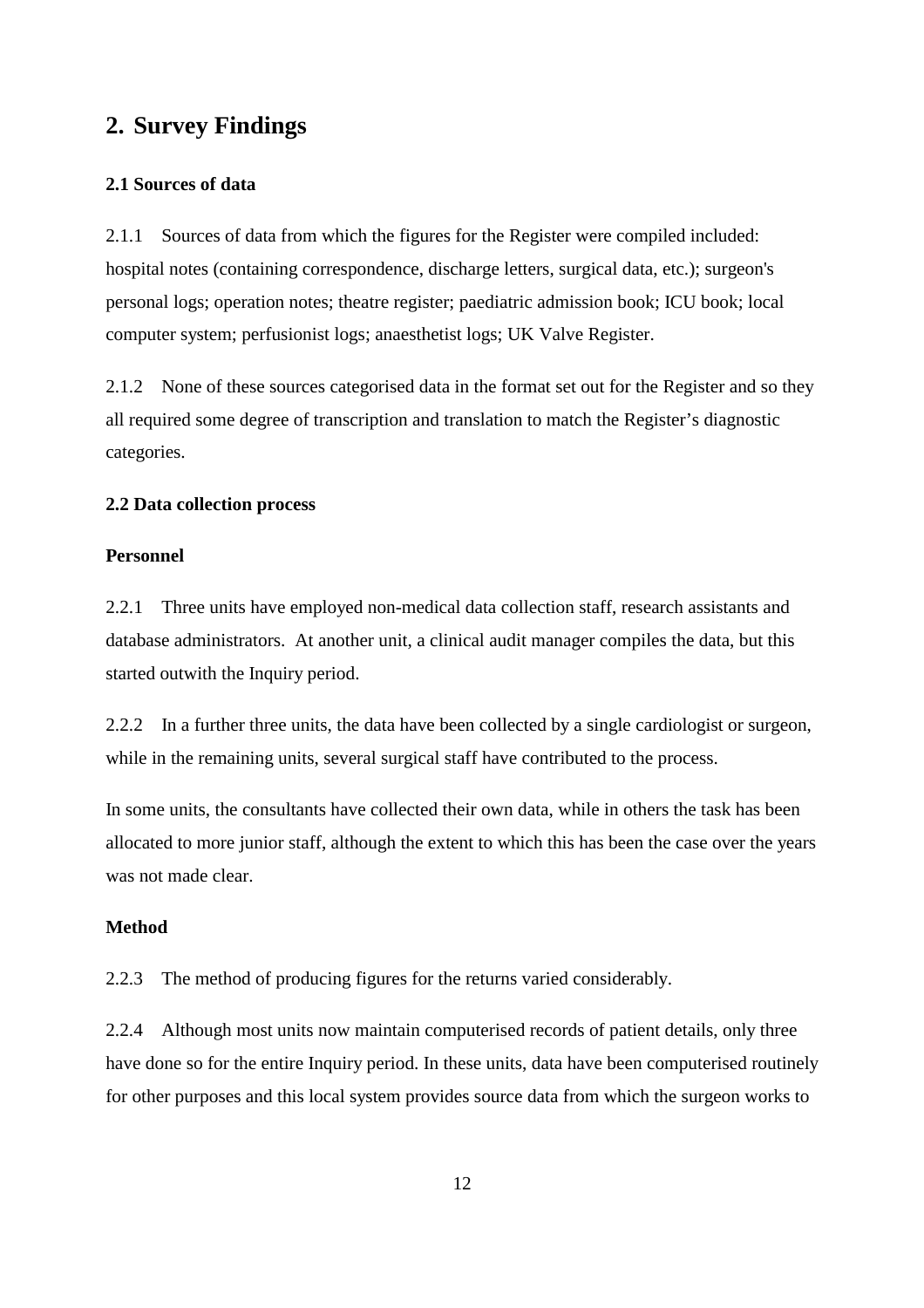## 2. Survey Findings

### 2.1 Sources of data

2.1.1 Sources of data from which the figures for the Register were compiled included: hospital notes (containing correspondence, discharge letters, surgical data, etc.); surgeon's personal logs; operation notes; theatre register; paediatric admission book; ICU book; local computer system; perfusionist logs; anaesthetist logs; UK Valve Register.

2.1.2 None of these sources categorised data in the format set out for the Register and so they all required some degree of transcription and translation to match the Register's diagnostic categories.

### 2.2 Data collection process

**Personnel**

2.2.1 Three units have employed non-medical data collection staff, research assistants and database administrators. At another unit, a clinical audit manager compiles the data, but this started outwith the Inquiry period.

2.2.2 In a further three units, the data have been collected by a single cardiologist or surgeon, while in the remaining units, several surgical staff have contributed to the process.

In some units, the consultants have collected their own data, while in others the task has been allocated to more junior staff, although the extent to which this has been the case over the years was not made clear.

**Method**

2.2.3 The method of producing figures for the returns varied considerably.

2.2.4 Although most units now maintain computerised records of patient details, only three have done so for the entire Inquiry period. In these units, data have been computerised routinely for other purposes and this local system provides source data from which the surgeon works to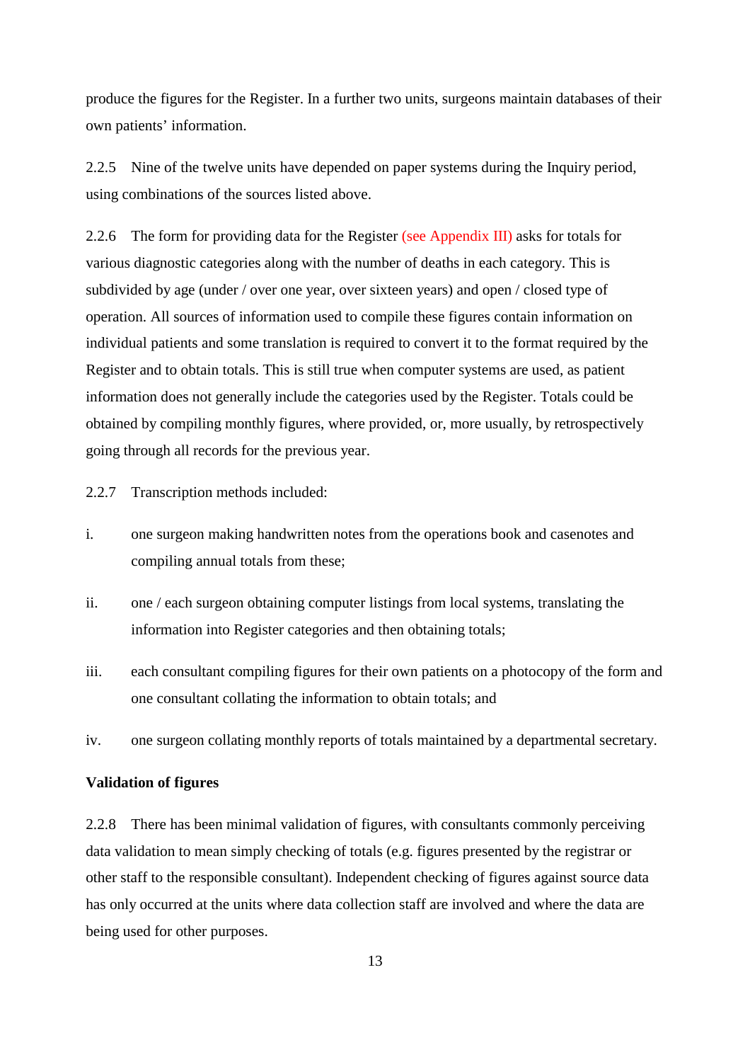produce the figures for the Register. In a further two units, surgeons maintain databases of their own patients' information.

2.2.5 Nine of the twelve units have depended on paper systems during the Inquiry period, using combinations of the sources listed above.

2.2.6 The form for providing data for the Register (see Appendix III) asks for totals for various diagnostic categories along with the number of deaths in each category. This is subdivided by age (under / over one year, over sixteen years) and open / closed type of operation. All sources of information used to compile these figures contain information on individual patients and some translation is required to convert it to the format required by the Register and to obtain totals. This is still true when computer systems are used, as patient information does not generally include the categories used by the Register. Totals could be obtained by compiling monthly figures, where provided, or, more usually, by retrospectively going through all records for the previous year.

2.2.7 Transcription methods included:

i. one surgeon making handwritten notes from the operations book and casenotes and compiling annual totals from these;

ii. one / each surgeon obtaining computer listings from local systems, translating the information into Register categories and then obtaining totals;

iii. each consultant compiling figures for their own patients on a photocopy of the form and one consultant collating the information to obtain totals; and

iv. one surgeon collating monthly reports of totals maintained by a departmental secretary.

**Validation of figures**

2.2.8 There has been minimal validation of figures, with consultants commonly perceiving data validation to mean simply checking of totals (e.g. figures presented by the registrar or other staff to the responsible consultant). Independent checking of figures against source data has only occurred at the units where data collection staff are involved and where the data are being used for other purposes.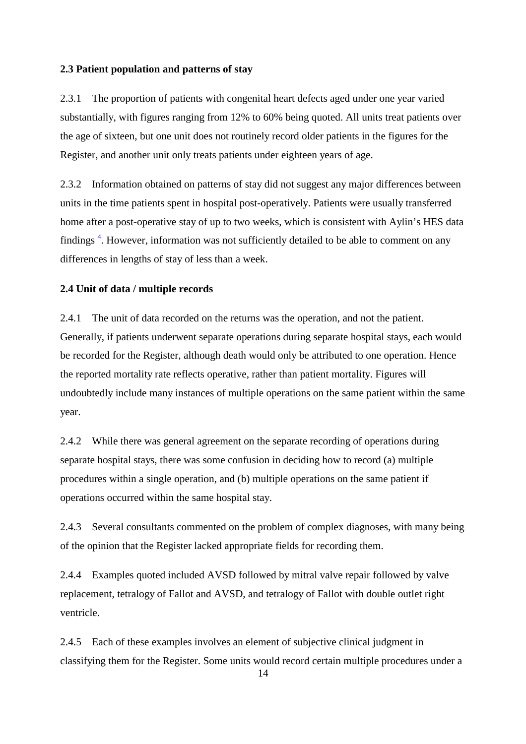### 2.3 Patient population and patterns of stay

2.3.1 The proportion of patients with congenital heart defects aged under one year varied substantially, with figures ranging from 12% to 60% being quoted. All units treat patients over the age of sixteen, but one unit does not routinely record older patients in the figures for the Register, and another unit only treats patients under eighteen years of age.

2.3.2 Information obtained on patterns of stay did not suggest any major differences between units in the time patients spent in hospital post-operatively. Patients were usually transferred home after a post-operative stay of up to two weeks, which is consistent with Aylin's HES data findings [4]. However, information was not sufficiently detailed to be able to comment on any differences in lengths of stay of less than a week.

### 2.4 Unit of data / multiple records

2.4.1 The unit of data recorded on the returns was the operation, and not the patient. Generally, if patients underwent separate operations during separate hospital stays, each would be recorded for the Register, although death would only be attributed to one operation. Hence the reported mortality rate reflects operative, rather than patient mortality. Figures will undoubtedly include many instances of multiple operations on the same patient within the same year.

2.4.2 While there was general agreement on the separate recording of operations during separate hospital stays, there was some confusion in deciding how to record (a) multiple procedures within a single operation, and (b) multiple operations on the same patient if operations occurred within the same hospital stay.

2.4.3 Several consultants commented on the problem of complex diagnoses, with many being of the opinion that the Register lacked appropriate fields for recording them.

2.4.4 Examples quoted included AVSD followed by mitral valve repair followed by valve replacement, tetralogy of Fallot and AVSD, and tetralogy of Fallot with double outlet right ventricle.

2.4.5 Each of these examples involves an element of subjective clinical judgment in classifying them for the Register. Some units would record certain multiple procedures under a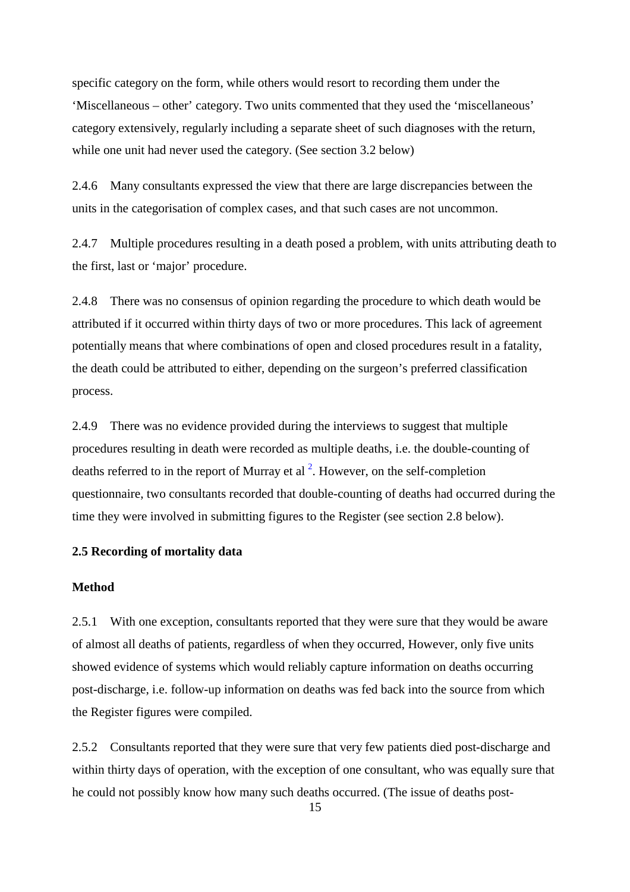specific category on the form, while others would resort to recording them under the 'Miscellaneous – other' category. Two units commented that they used the 'miscellaneous' category extensively, regularly including a separate sheet of such diagnoses with the return, while one unit had never used the category. (See section 3.2 below)

2.4.6 Many consultants expressed the view that there are large discrepancies between the units in the categorisation of complex cases, and that such cases are not uncommon.

2.4.7 Multiple procedures resulting in a death posed a problem, with units attributing death to the first, last or 'major' procedure.

2.4.8 There was no consensus of opinion regarding the procedure to which death would be attributed if it occurred within thirty days of two or more procedures. This lack of agreement potentially means that where combinations of open and closed procedures result in a fatality, the death could be attributed to either, depending on the surgeon's preferred classification process.

2.4.9 There was no evidence provided during the interviews to suggest that multiple procedures resulting in death were recorded as multiple deaths, i.e. the double-counting of deaths referred to in the report of Murray et al [2]. However, on the self-completion questionnaire, two consultants recorded that double-counting of deaths had occurred during the time they were involved in submitting figures to the Register (see section 2.8 below).

**2.5 Recording of mortality data**

**Method**

2.5.1 With one exception, consultants reported that they were sure that they would be aware of almost all deaths of patients, regardless of when they occurred, However, only five units showed evidence of systems which would reliably capture information on deaths occurring post-discharge, i.e. follow-up information on deaths was fed back into the source from which the Register figures were compiled.

2.5.2 Consultants reported that they were sure that very few patients died post-discharge and within thirty days of operation, with the exception of one consultant, who was equally sure that he could not possibly know how many such deaths occurred. (The issue of deaths post-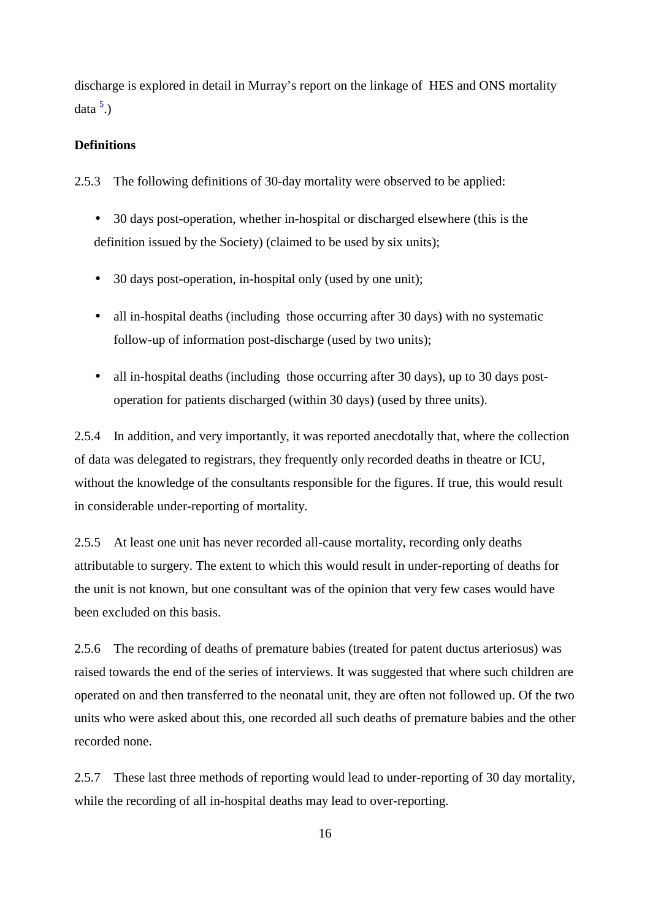discharge is explored in detail in Murray's report on the linkage of HES and ONS mortality data [5].)

**Definitions**

2.5.3 The following definitions of 30-day mortality were observed to be applied:

- 30 days post-operation, whether in-hospital or discharged elsewhere (this is the definition issued by the Society) (claimed to be used by six units);
- 30 days post-operation, in-hospital only (used by one unit);
- all in-hospital deaths (including those occurring after 30 days) with no systematic follow-up of information post-discharge (used by two units);
- all in-hospital deaths (including those occurring after 30 days), up to 30 days post-operation for patients discharged (within 30 days) (used by three units).

2.5.4 In addition, and very importantly, it was reported anecdotally that, where the collection of data was delegated to registrars, they frequently only recorded deaths in theatre or ICU, without the knowledge of the consultants responsible for the figures. If true, this would result in considerable under-reporting of mortality.

2.5.5 At least one unit has never recorded all-cause mortality, recording only deaths attributable to surgery. The extent to which this would result in under-reporting of deaths for the unit is not known, but one consultant was of the opinion that very few cases would have been excluded on this basis.

2.5.6 The recording of deaths of premature babies (treated for patent ductus arteriosus) was raised towards the end of the series of interviews. It was suggested that where such children are operated on and then transferred to the neonatal unit, they are often not followed up. Of the two units who were asked about this, one recorded all such deaths of premature babies and the other recorded none.

2.5.7 These last three methods of reporting would lead to under-reporting of 30 day mortality, while the recording of all in-hospital deaths may lead to over-reporting.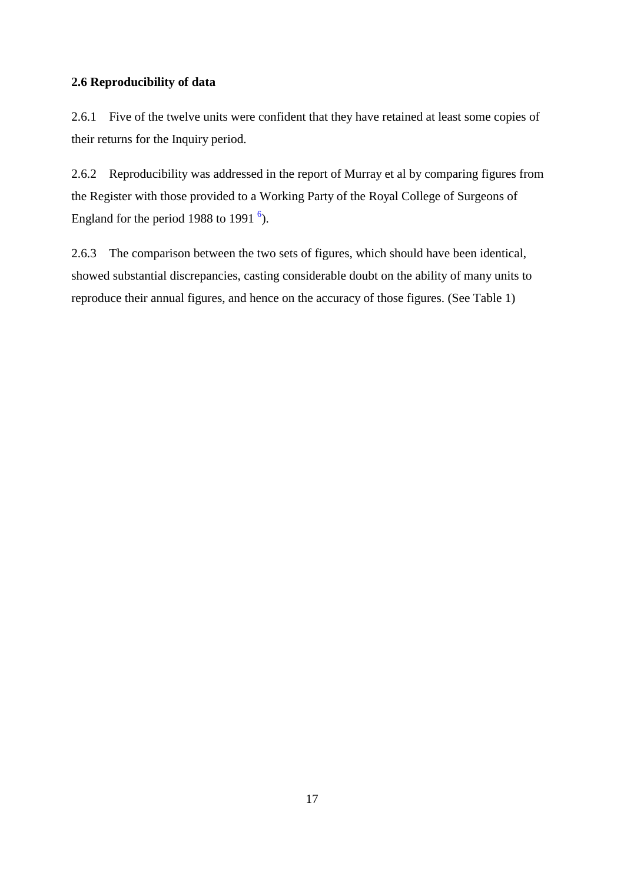**2.6 Reproducibility of data**

2.6.1 Five of the twelve units were confident that they have retained at least some copies of their returns for the Inquiry period.

2.6.2 Reproducibility was addressed in the report of Murray et al by comparing figures from the Register with those provided to a Working Party of the Royal College of Surgeons of England for the period 1988 to 1991 [6]).

2.6.3 The comparison between the two sets of figures, which should have been identical, showed substantial discrepancies, casting considerable doubt on the ability of many units to reproduce their annual figures, and hence on the accuracy of those figures. (See Table 1)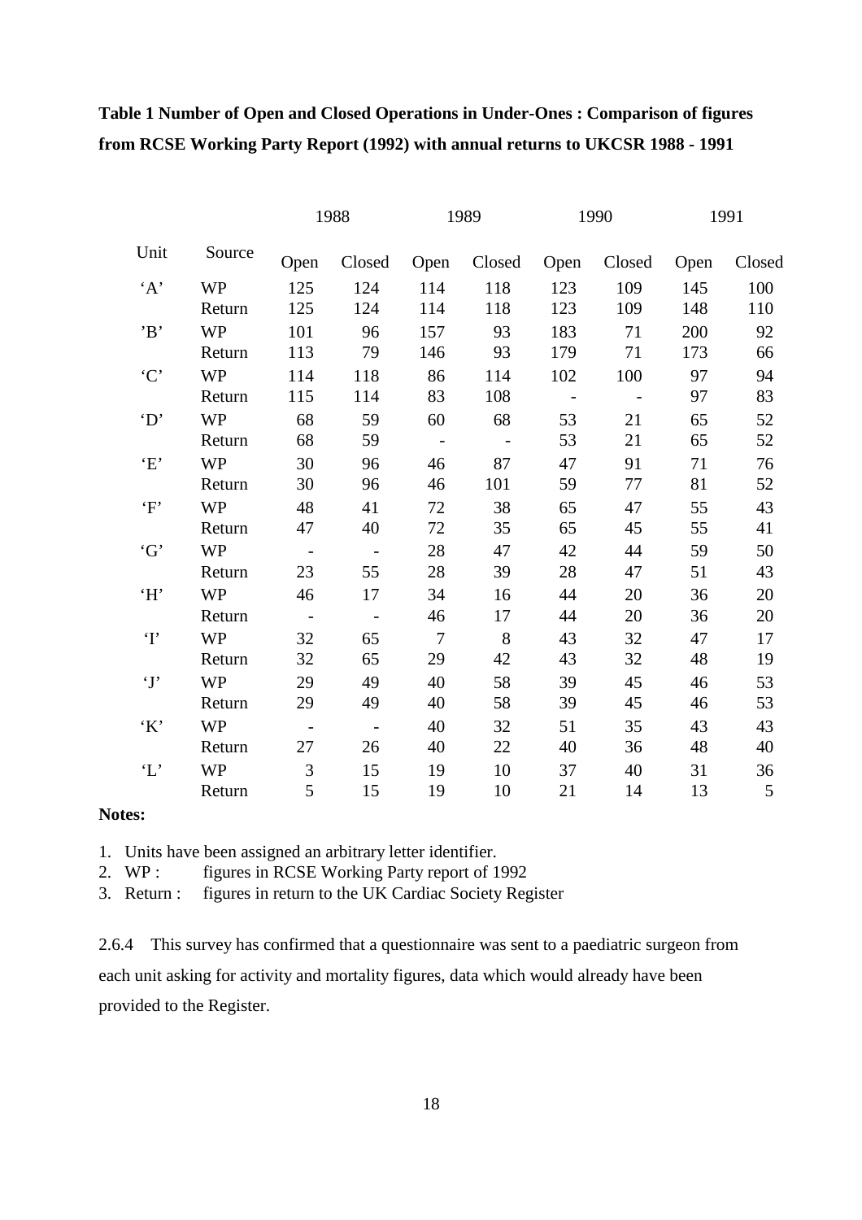**Table 1 Number of Open and Closed Operations in Under-Ones : Comparison of figures from RCSE Working Party Report (1992) with annual returns to UKCSR 1988 - 1991**

| | | 1988 | | 1989 | | 1990 | | 1991 | |
|---|---|---|---|---|---|---|---|---|---|
| Unit | Source | Open | Closed | Open | Closed | Open | Closed | Open | Closed |
| ‘A’ | WP | 125 | 124 | 114 | 118 | 123 | 109 | 145 | 100 |
| | Return | 125 | 124 | 114 | 118 | 123 | 109 | 148 | 110 |
| ’B’ | WP | 101 | 96 | 157 | 93 | 183 | 71 | 200 | 92 |
| | Return | 113 | 79 | 146 | 93 | 179 | 71 | 173 | 66 |
| ‘C’ | WP | 114 | 118 | 86 | 114 | 102 | 100 | 97 | 94 |
| | Return | 115 | 114 | 83 | 108 | - | - | 97 | 83 |
| ‘D’ | WP | 68 | 59 | 60 | 68 | 53 | 21 | 65 | 52 |
| | Return | 68 | 59 | - | - | 53 | 21 | 65 | 52 |
| ‘E’ | WP | 30 | 96 | 46 | 87 | 47 | 91 | 71 | 76 |
| | Return | 30 | 96 | 46 | 101 | 59 | 77 | 81 | 52 |
| ‘F’ | WP | 48 | 41 | 72 | 38 | 65 | 47 | 55 | 43 |
| | Return | 47 | 40 | 72 | 35 | 65 | 45 | 55 | 41 |
| ‘G’ | WP | - | - | 28 | 47 | 42 | 44 | 59 | 50 |
| | Return | 23 | 55 | 28 | 39 | 28 | 47 | 51 | 43 |
| ‘H’ | WP | 46 | 17 | 34 | 16 | 44 | 20 | 36 | 20 |
| | Return | - | - | 46 | 17 | 44 | 20 | 36 | 20 |
| ‘I’ | WP | 32 | 65 | 7 | 8 | 43 | 32 | 47 | 17 |
| | Return | 32 | 65 | 29 | 42 | 43 | 32 | 48 | 19 |
| ‘J’ | WP | 29 | 49 | 40 | 58 | 39 | 45 | 46 | 53 |
| | Return | 29 | 49 | 40 | 58 | 39 | 45 | 46 | 53 |
| ‘K’ | WP | - | - | 40 | 32 | 51 | 35 | 43 | 43 |
| | Return | 27 | 26 | 40 | 22 | 40 | 36 | 48 | 40 |
| ‘L’ | WP | 3 | 15 | 19 | 10 | 37 | 40 | 31 | 36 |
| | Return | 5 | 15 | 19 | 10 | 21 | 14 | 13 | 5 |

**Notes:**

1. Units have been assigned an arbitrary letter identifier.
2. WP : figures in RCSE Working Party report of 1992
3. Return : figures in return to the UK Cardiac Society Register

2.6.4 This survey has confirmed that a questionnaire was sent to a paediatric surgeon from each unit asking for activity and mortality figures, data which would already have been provided to the Register.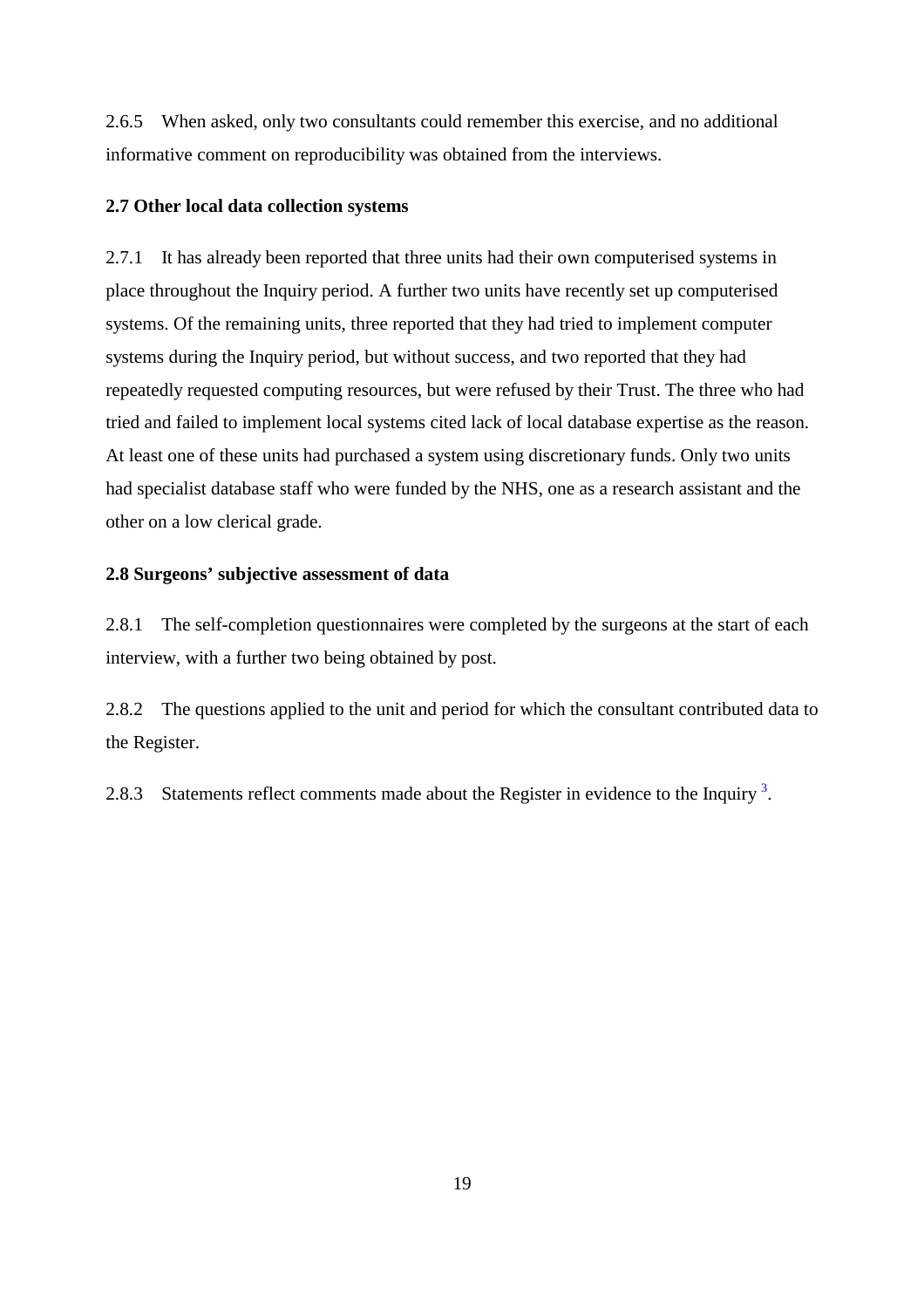2.6.5 When asked, only two consultants could remember this exercise, and no additional informative comment on reproducibility was obtained from the interviews.

### 2.7 Other local data collection systems

2.7.1 It has already been reported that three units had their own computerised systems in place throughout the Inquiry period. A further two units have recently set up computerised systems. Of the remaining units, three reported that they had tried to implement computer systems during the Inquiry period, but without success, and two reported that they had repeatedly requested computing resources, but were refused by their Trust. The three who had tried and failed to implement local systems cited lack of local database expertise as the reason. At least one of these units had purchased a system using discretionary funds. Only two units had specialist database staff who were funded by the NHS, one as a research assistant and the other on a low clerical grade.

### 2.8 Surgeons' subjective assessment of data

2.8.1 The self-completion questionnaires were completed by the surgeons at the start of each interview, with a further two being obtained by post.

2.8.2 The questions applied to the unit and period for which the consultant contributed data to the Register.

2.8.3 Statements reflect comments made about the Register in evidence to the Inquiry [3].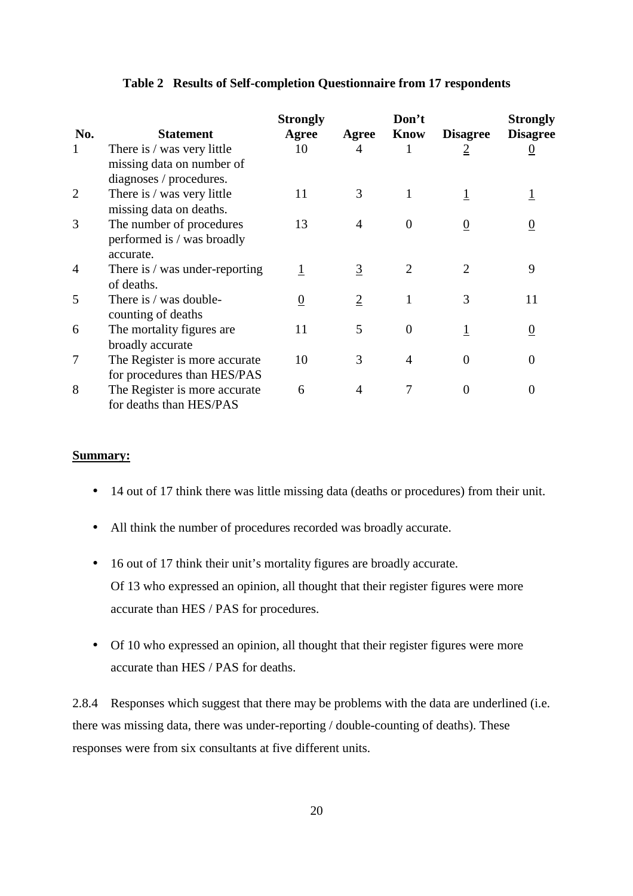**Table 2 Results of Self-completion Questionnaire from 17 respondents**

| No. | Statement | Strongly Agree | Agree | Don't Know | Disagree | Strongly Disagree |
|---|---|---|---|---|---|---|
| 1 | There is / was very little missing data on number of diagnoses / procedures. | 10 | 4 | 1 | <u>2</u> | <u>0</u> |
| 2 | There is / was very little missing data on deaths. | 11 | 3 | 1 | <u>1</u> | <u>1</u> |
| 3 | The number of procedures performed is / was broadly accurate. | 13 | 4 | 0 | <u>0</u> | <u>0</u> |
| 4 | There is / was under-reporting of deaths. | <u>1</u> | <u>3</u> | 2 | 2 | 9 |
| 5 | There is / was double-counting of deaths | <u>0</u> | <u>2</u> | 1 | 3 | 11 |
| 6 | The mortality figures are broadly accurate | 11 | 5 | 0 | <u>1</u> | <u>0</u> |
| 7 | The Register is more accurate for procedures than HES/PAS | 10 | 3 | 4 | 0 | 0 |
| 8 | The Register is more accurate for deaths than HES/PAS | 6 | 4 | 7 | 0 | 0 |

**<u>Summary:</u>**

- 14 out of 17 think there was little missing data (deaths or procedures) from their unit.
- All think the number of procedures recorded was broadly accurate.
- 16 out of 17 think their unit's mortality figures are broadly accurate.
  Of 13 who expressed an opinion, all thought that their register figures were more accurate than HES / PAS for procedures.
- Of 10 who expressed an opinion, all thought that their register figures were more accurate than HES / PAS for deaths.

2.8.4 Responses which suggest that there may be problems with the data are underlined (i.e. there was missing data, there was under-reporting / double-counting of deaths). These responses were from six consultants at five different units.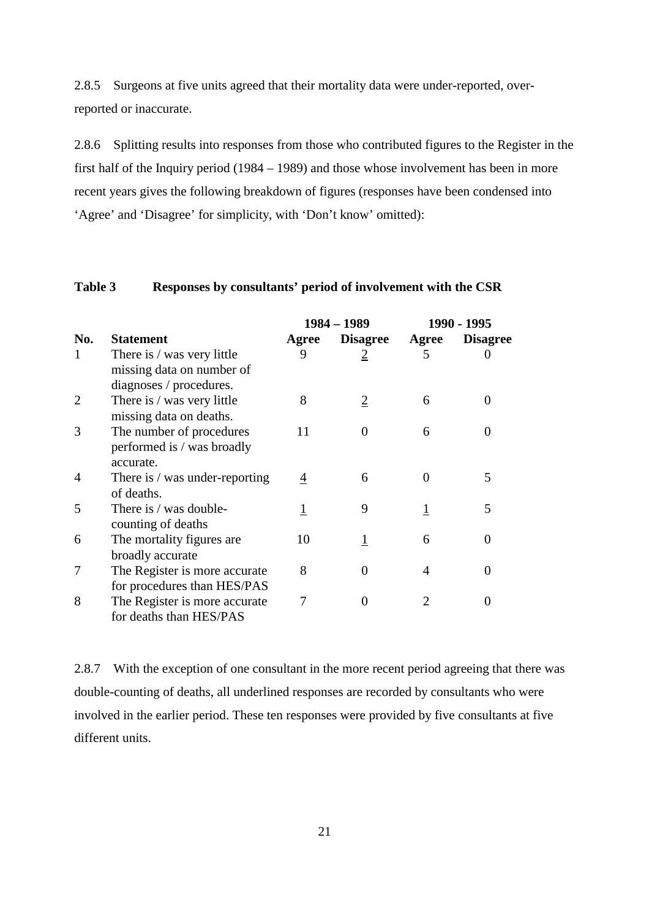2.8.5 Surgeons at five units agreed that their mortality data were under-reported, over-reported or inaccurate.

2.8.6 Splitting results into responses from those who contributed figures to the Register in the first half of the Inquiry period (1984 – 1989) and those whose involvement has been in more recent years gives the following breakdown of figures (responses have been condensed into 'Agree' and 'Disagree' for simplicity, with 'Don't know' omitted):

**Table 3 Responses by consultants' period of involvement with the CSR**

| | | 1984 – 1989 | | 1990 - 1995 | |
|---|---|---|---|---|---|
| **No.** | **Statement** | **Agree** | **Disagree** | **Agree** | **Disagree** |
| 1 | There is / was very little missing data on number of diagnoses / procedures. | 9 | <u>2</u> | 5 | 0 |
| 2 | There is / was very little missing data on deaths. | 8 | <u>2</u> | 6 | 0 |
| 3 | The number of procedures performed is / was broadly accurate. | 11 | 0 | 6 | 0 |
| 4 | There is / was under-reporting of deaths. | <u>4</u> | 6 | 0 | 5 |
| 5 | There is / was double-counting of deaths | <u>1</u> | 9 | <u>1</u> | 5 |
| 6 | The mortality figures are broadly accurate | 10 | <u>1</u> | 6 | 0 |
| 7 | The Register is more accurate for procedures than HES/PAS | 8 | 0 | 4 | 0 |
| 8 | The Register is more accurate for deaths than HES/PAS | 7 | 0 | 2 | 0 |

2.8.7 With the exception of one consultant in the more recent period agreeing that there was double-counting of deaths, all underlined responses are recorded by consultants who were involved in the earlier period. These ten responses were provided by five consultants at five different units.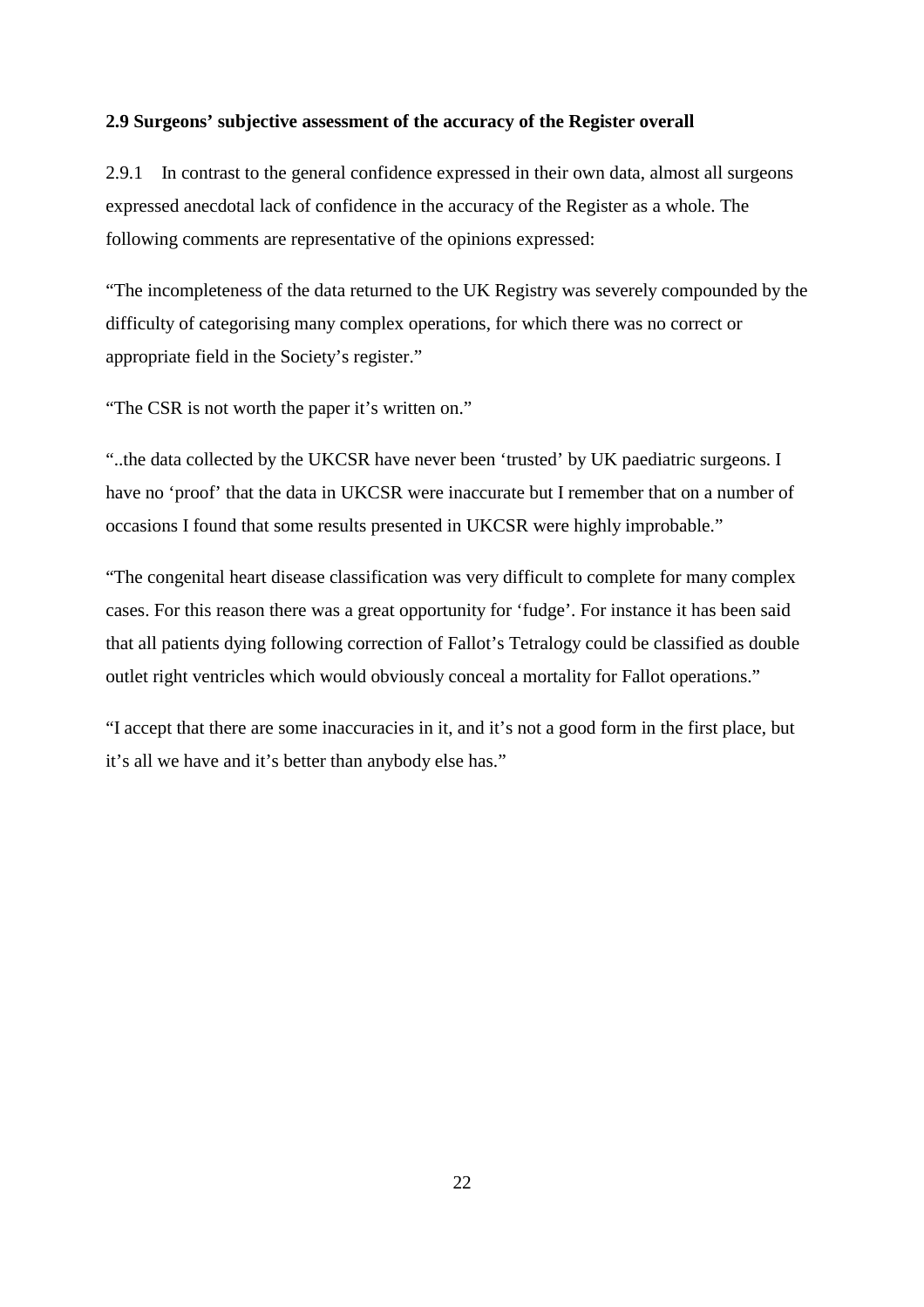**2.9 Surgeons' subjective assessment of the accuracy of the Register overall**

2.9.1 In contrast to the general confidence expressed in their own data, almost all surgeons expressed anecdotal lack of confidence in the accuracy of the Register as a whole. The following comments are representative of the opinions expressed:

"The incompleteness of the data returned to the UK Registry was severely compounded by the difficulty of categorising many complex operations, for which there was no correct or appropriate field in the Society's register."

"The CSR is not worth the paper it's written on."

"..the data collected by the UKCSR have never been 'trusted' by UK paediatric surgeons. I have no 'proof' that the data in UKCSR were inaccurate but I remember that on a number of occasions I found that some results presented in UKCSR were highly improbable."

"The congenital heart disease classification was very difficult to complete for many complex cases. For this reason there was a great opportunity for 'fudge'. For instance it has been said that all patients dying following correction of Fallot's Tetralogy could be classified as double outlet right ventricles which would obviously conceal a mortality for Fallot operations."

"I accept that there are some inaccuracies in it, and it's not a good form in the first place, but it's all we have and it's better than anybody else has."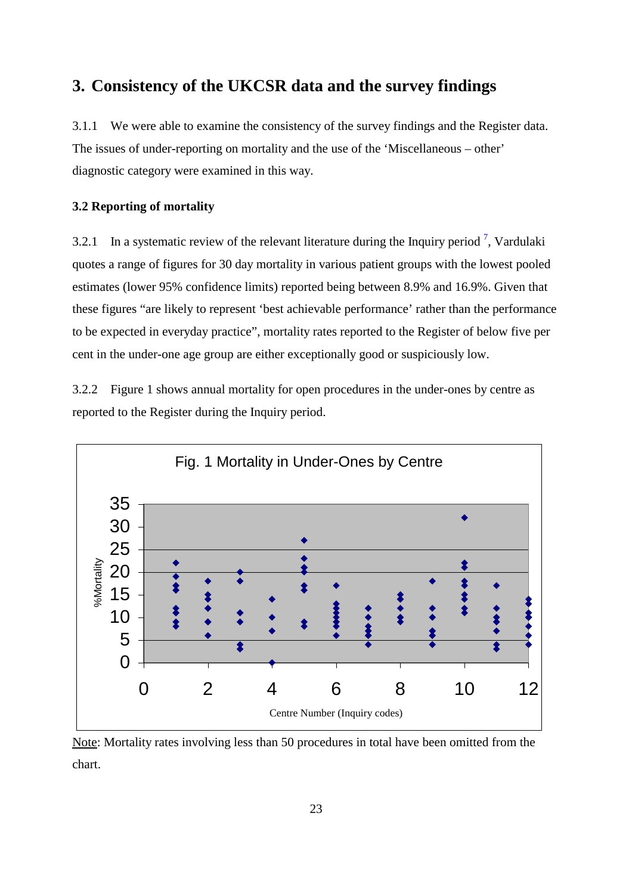# 3. Consistency of the UKCSR data and the survey findings

3.1.1 We were able to examine the consistency of the survey findings and the Register data. The issues of under-reporting on mortality and the use of the 'Miscellaneous – other' diagnostic category were examined in this way.

### 3.2 Reporting of mortality

3.2.1 In a systematic review of the relevant literature during the Inquiry period [7], Vardulaki quotes a range of figures for 30 day mortality in various patient groups with the lowest pooled estimates (lower 95% confidence limits) reported being between 8.9% and 16.9%. Given that these figures "are likely to represent 'best achievable performance' rather than the performance to be expected in everyday practice", mortality rates reported to the Register of below five per cent in the under-one age group are either exceptionally good or suspiciously low.

3.2.2 Figure 1 shows annual mortality for open procedures in the under-ones by centre as reported to the Register during the Inquiry period.

Fig. 1 Mortality in Under-Ones by Centre

Note: Mortality rates involving less than 50 procedures in total have been omitted from the chart.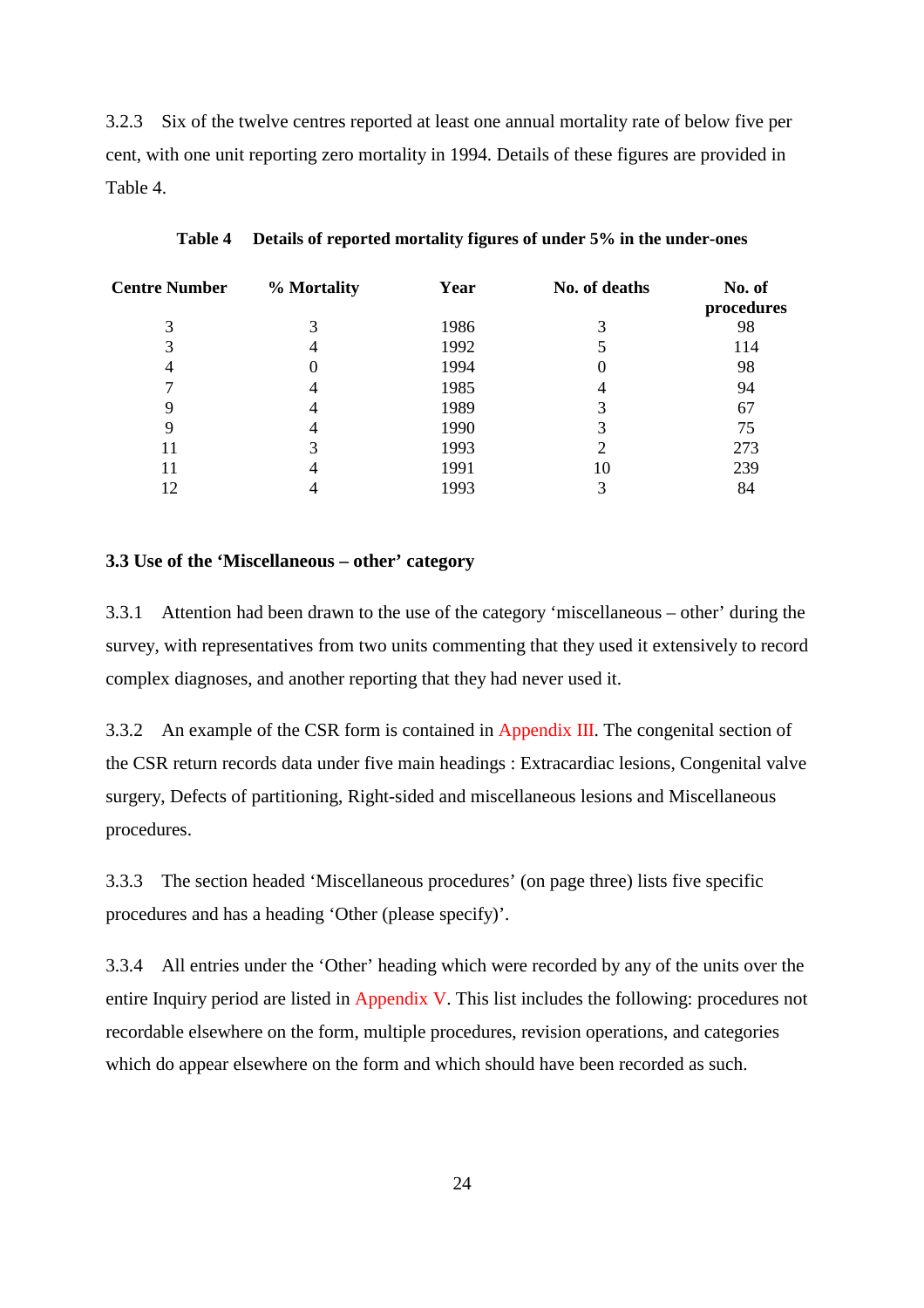3.2.3 Six of the twelve centres reported at least one annual mortality rate of below five per cent, with one unit reporting zero mortality in 1994. Details of these figures are provided in Table 4.

**Table 4 Details of reported mortality figures of under 5% in the under-ones**

| Centre Number | % Mortality | Year | No. of deaths | No. of procedures |
|---|---|---|---|---|
| 3 | 3 | 1986 | 3 | 98 |
| 3 | 4 | 1992 | 5 | 114 |
| 4 | 0 | 1994 | 0 | 98 |
| 7 | 4 | 1985 | 4 | 94 |
| 9 | 4 | 1989 | 3 | 67 |
| 9 | 4 | 1990 | 3 | 75 |
| 11 | 3 | 1993 | 2 | 273 |
| 11 | 4 | 1991 | 10 | 239 |
| 12 | 4 | 1993 | 3 | 84 |

### 3.3 Use of the 'Miscellaneous – other' category

3.3.1 Attention had been drawn to the use of the category 'miscellaneous – other' during the survey, with representatives from two units commenting that they used it extensively to record complex diagnoses, and another reporting that they had never used it.

3.3.2 An example of the CSR form is contained in Appendix III. The congenital section of the CSR return records data under five main headings : Extracardiac lesions, Congenital valve surgery, Defects of partitioning, Right-sided and miscellaneous lesions and Miscellaneous procedures.

3.3.3 The section headed 'Miscellaneous procedures' (on page three) lists five specific procedures and has a heading 'Other (please specify)'.

3.3.4 All entries under the 'Other' heading which were recorded by any of the units over the entire Inquiry period are listed in Appendix V. This list includes the following: procedures not recordable elsewhere on the form, multiple procedures, revision operations, and categories which do appear elsewhere on the form and which should have been recorded as such.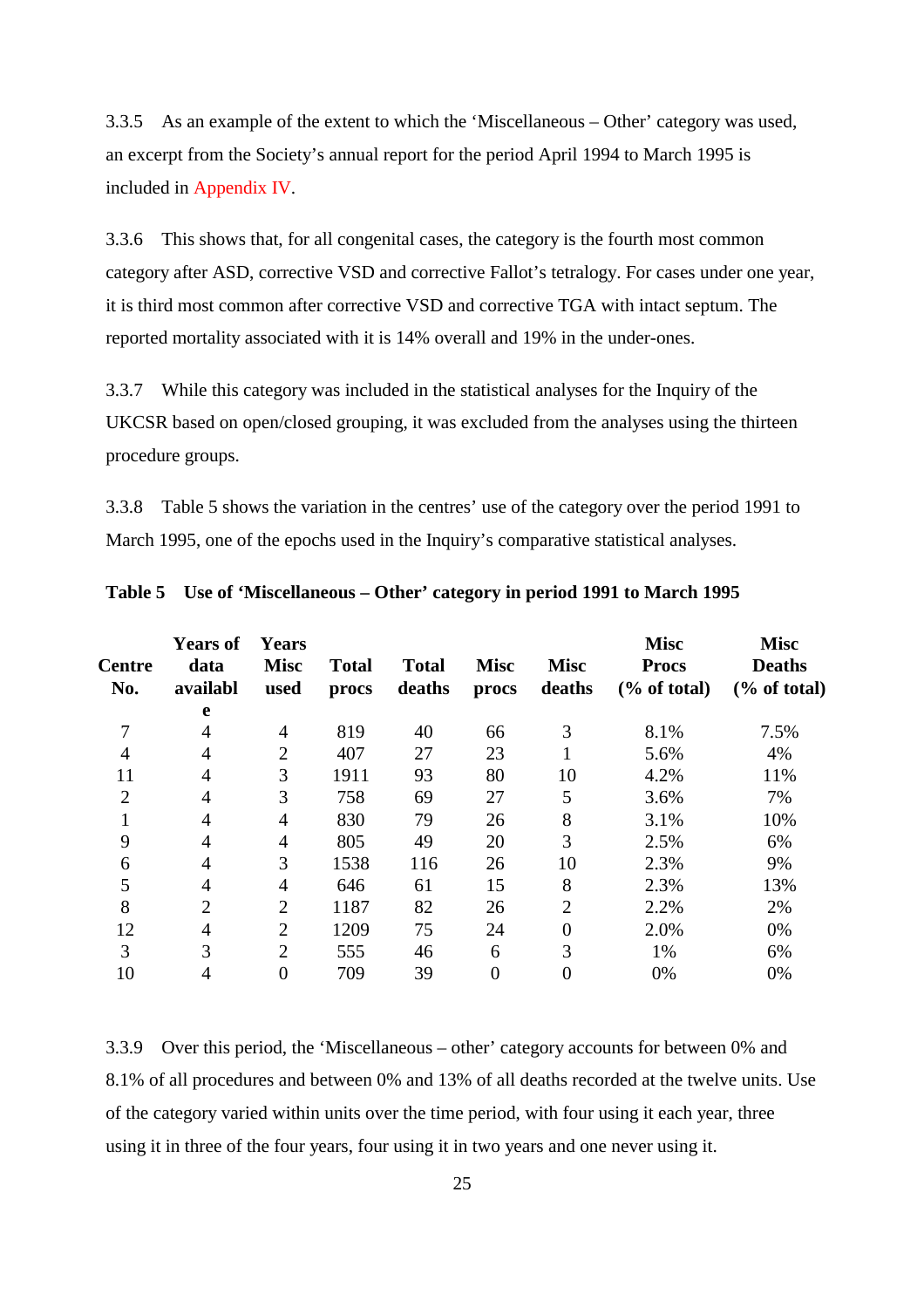3.3.5 As an example of the extent to which the 'Miscellaneous – Other' category was used, an excerpt from the Society's annual report for the period April 1994 to March 1995 is included in Appendix IV.

3.3.6 This shows that, for all congenital cases, the category is the fourth most common category after ASD, corrective VSD and corrective Fallot's tetralogy. For cases under one year, it is third most common after corrective VSD and corrective TGA with intact septum. The reported mortality associated with it is 14% overall and 19% in the under-ones.

3.3.7 While this category was included in the statistical analyses for the Inquiry of the UKCSR based on open/closed grouping, it was excluded from the analyses using the thirteen procedure groups.

3.3.8 Table 5 shows the variation in the centres' use of the category over the period 1991 to March 1995, one of the epochs used in the Inquiry's comparative statistical analyses.

**Table 5 Use of 'Miscellaneous – Other' category in period 1991 to March 1995**

| Centre No. | Years of data available | Years Misc used | Total procs | Total deaths | Misc procs | Misc deaths | Misc Procs (% of total) | Misc Deaths (% of total) |
|---|---|---|---|---|---|---|---|---|
| 7 | 4 | 4 | 819 | 40 | 66 | 3 | 8.1% | 7.5% |
| 4 | 4 | 2 | 407 | 27 | 23 | 1 | 5.6% | 4% |
| 11 | 4 | 3 | 1911 | 93 | 80 | 10 | 4.2% | 11% |
| 2 | 4 | 3 | 758 | 69 | 27 | 5 | 3.6% | 7% |
| 1 | 4 | 4 | 830 | 79 | 26 | 8 | 3.1% | 10% |
| 9 | 4 | 4 | 805 | 49 | 20 | 3 | 2.5% | 6% |
| 6 | 4 | 3 | 1538 | 116 | 26 | 10 | 2.3% | 9% |
| 5 | 4 | 4 | 646 | 61 | 15 | 8 | 2.3% | 13% |
| 8 | 2 | 2 | 1187 | 82 | 26 | 2 | 2.2% | 2% |
| 12 | 4 | 2 | 1209 | 75 | 24 | 0 | 2.0% | 0% |
| 3 | 3 | 2 | 555 | 46 | 6 | 3 | 1% | 6% |
| 10 | 4 | 0 | 709 | 39 | 0 | 0 | 0% | 0% |

3.3.9 Over this period, the 'Miscellaneous – other' category accounts for between 0% and 8.1% of all procedures and between 0% and 13% of all deaths recorded at the twelve units. Use of the category varied within units over the time period, with four using it each year, three using it in three of the four years, four using it in two years and one never using it.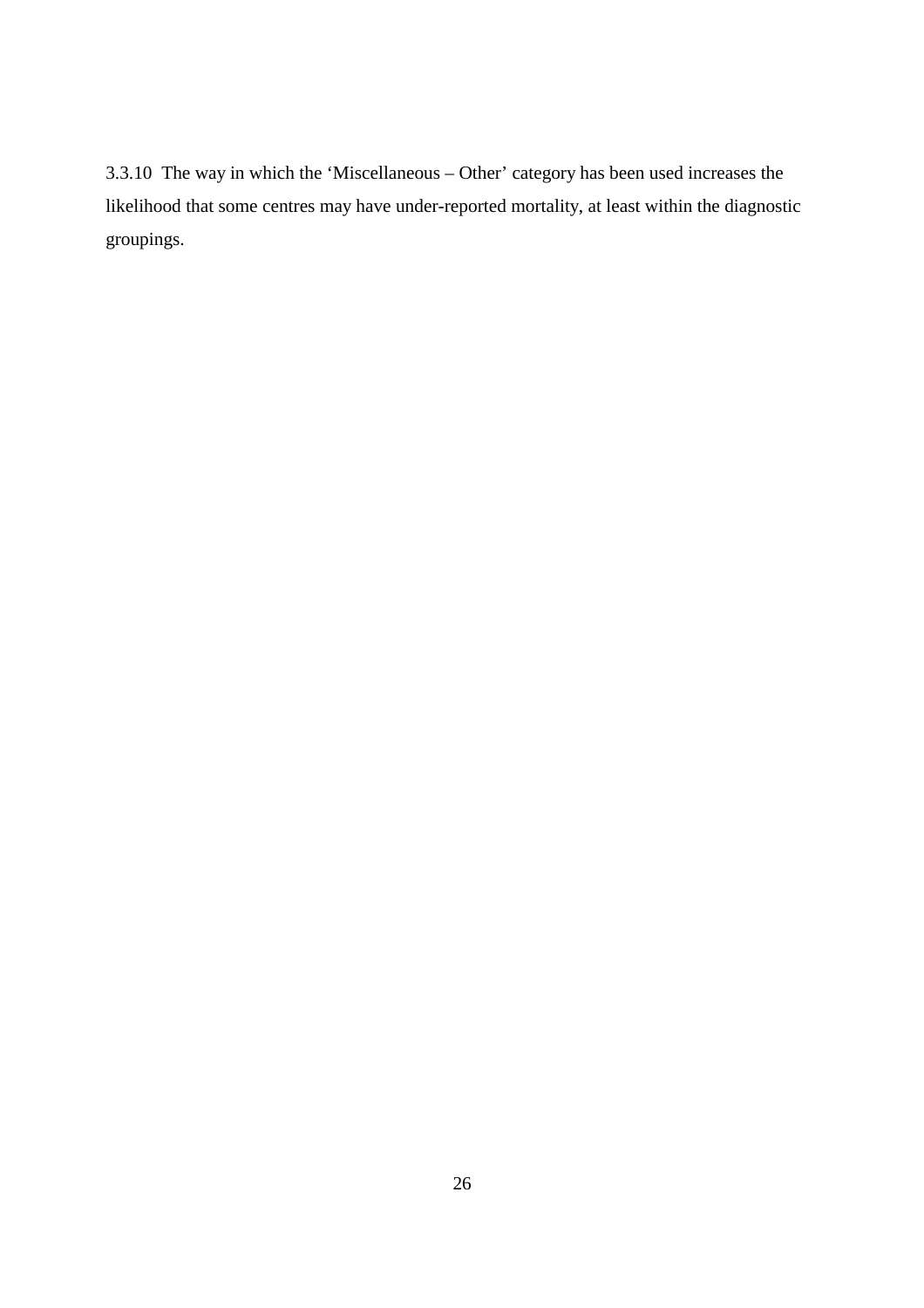3.3.10 The way in which the 'Miscellaneous – Other' category has been used increases the likelihood that some centres may have under-reported mortality, at least within the diagnostic groupings.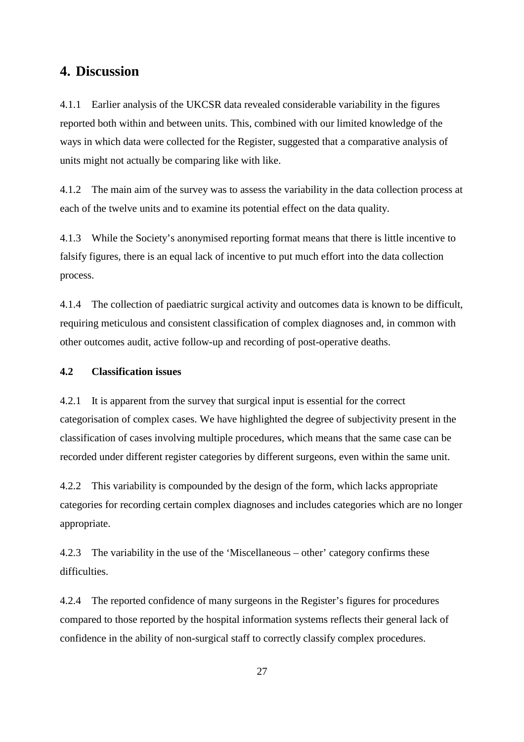# 4. Discussion

4.1.1 Earlier analysis of the UKCSR data revealed considerable variability in the figures reported both within and between units. This, combined with our limited knowledge of the ways in which data were collected for the Register, suggested that a comparative analysis of units might not actually be comparing like with like.

4.1.2 The main aim of the survey was to assess the variability in the data collection process at each of the twelve units and to examine its potential effect on the data quality.

4.1.3 While the Society's anonymised reporting format means that there is little incentive to falsify figures, there is an equal lack of incentive to put much effort into the data collection process.

4.1.4 The collection of paediatric surgical activity and outcomes data is known to be difficult, requiring meticulous and consistent classification of complex diagnoses and, in common with other outcomes audit, active follow-up and recording of post-operative deaths.

### 4.2 Classification issues

4.2.1 It is apparent from the survey that surgical input is essential for the correct categorisation of complex cases. We have highlighted the degree of subjectivity present in the classification of cases involving multiple procedures, which means that the same case can be recorded under different register categories by different surgeons, even within the same unit.

4.2.2 This variability is compounded by the design of the form, which lacks appropriate categories for recording certain complex diagnoses and includes categories which are no longer appropriate.

4.2.3 The variability in the use of the 'Miscellaneous – other' category confirms these difficulties.

4.2.4 The reported confidence of many surgeons in the Register's figures for procedures compared to those reported by the hospital information systems reflects their general lack of confidence in the ability of non-surgical staff to correctly classify complex procedures.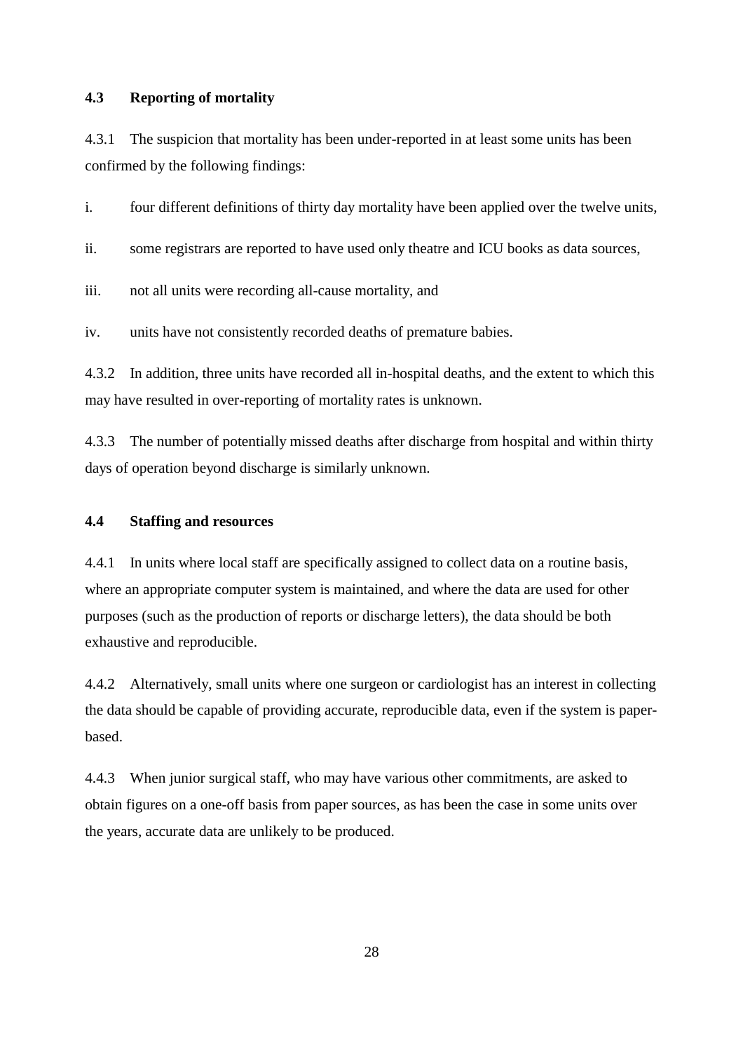### 4.3 Reporting of mortality

4.3.1 The suspicion that mortality has been under-reported in at least some units has been confirmed by the following findings:

i. four different definitions of thirty day mortality have been applied over the twelve units,

ii. some registrars are reported to have used only theatre and ICU books as data sources,

iii. not all units were recording all-cause mortality, and

iv. units have not consistently recorded deaths of premature babies.

4.3.2 In addition, three units have recorded all in-hospital deaths, and the extent to which this may have resulted in over-reporting of mortality rates is unknown.

4.3.3 The number of potentially missed deaths after discharge from hospital and within thirty days of operation beyond discharge is similarly unknown.

### 4.4 Staffing and resources

4.4.1 In units where local staff are specifically assigned to collect data on a routine basis, where an appropriate computer system is maintained, and where the data are used for other purposes (such as the production of reports or discharge letters), the data should be both exhaustive and reproducible.

4.4.2 Alternatively, small units where one surgeon or cardiologist has an interest in collecting the data should be capable of providing accurate, reproducible data, even if the system is paper-based.

4.4.3 When junior surgical staff, who may have various other commitments, are asked to obtain figures on a one-off basis from paper sources, as has been the case in some units over the years, accurate data are unlikely to be produced.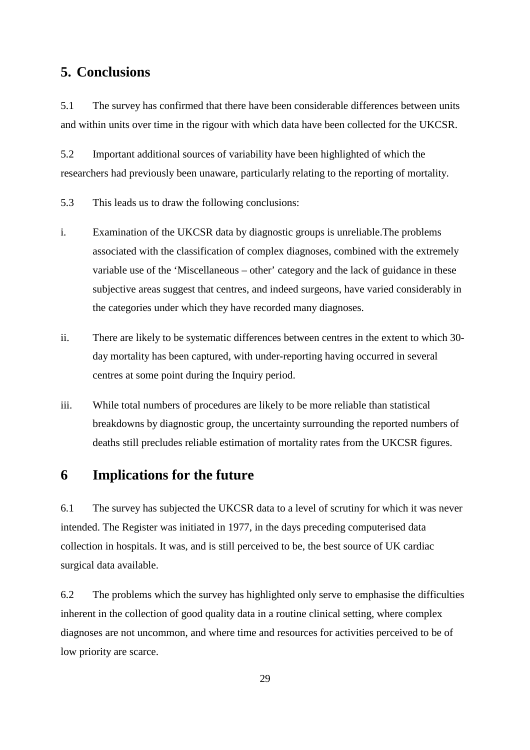## 5. Conclusions

5.1 The survey has confirmed that there have been considerable differences between units and within units over time in the rigour with which data have been collected for the UKCSR.

5.2 Important additional sources of variability have been highlighted of which the researchers had previously been unaware, particularly relating to the reporting of mortality.

5.3 This leads us to draw the following conclusions:

i. Examination of the UKCSR data by diagnostic groups is unreliable.The problems associated with the classification of complex diagnoses, combined with the extremely variable use of the 'Miscellaneous – other' category and the lack of guidance in these subjective areas suggest that centres, and indeed surgeons, have varied considerably in the categories under which they have recorded many diagnoses.

ii. There are likely to be systematic differences between centres in the extent to which 30-day mortality has been captured, with under-reporting having occurred in several centres at some point during the Inquiry period.

iii. While total numbers of procedures are likely to be more reliable than statistical breakdowns by diagnostic group, the uncertainty surrounding the reported numbers of deaths still precludes reliable estimation of mortality rates from the UKCSR figures.

## 6 Implications for the future

6.1 The survey has subjected the UKCSR data to a level of scrutiny for which it was never intended. The Register was initiated in 1977, in the days preceding computerised data collection in hospitals. It was, and is still perceived to be, the best source of UK cardiac surgical data available.

6.2 The problems which the survey has highlighted only serve to emphasise the difficulties inherent in the collection of good quality data in a routine clinical setting, where complex diagnoses are not uncommon, and where time and resources for activities perceived to be of low priority are scarce.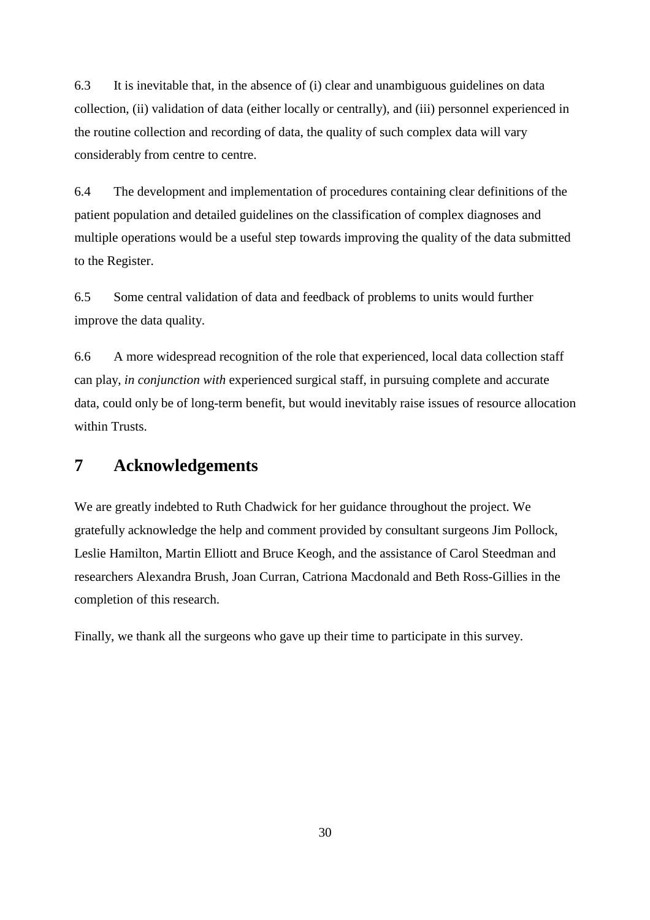6.3 It is inevitable that, in the absence of (i) clear and unambiguous guidelines on data collection, (ii) validation of data (either locally or centrally), and (iii) personnel experienced in the routine collection and recording of data, the quality of such complex data will vary considerably from centre to centre.

6.4 The development and implementation of procedures containing clear definitions of the patient population and detailed guidelines on the classification of complex diagnoses and multiple operations would be a useful step towards improving the quality of the data submitted to the Register.

6.5 Some central validation of data and feedback of problems to units would further improve the data quality.

6.6 A more widespread recognition of the role that experienced, local data collection staff can play, *in conjunction with* experienced surgical staff, in pursuing complete and accurate data, could only be of long-term benefit, but would inevitably raise issues of resource allocation within Trusts.

# 7 Acknowledgements

We are greatly indebted to Ruth Chadwick for her guidance throughout the project. We gratefully acknowledge the help and comment provided by consultant surgeons Jim Pollock, Leslie Hamilton, Martin Elliott and Bruce Keogh, and the assistance of Carol Steedman and researchers Alexandra Brush, Joan Curran, Catriona Macdonald and Beth Ross-Gillies in the completion of this research.

Finally, we thank all the surgeons who gave up their time to participate in this survey.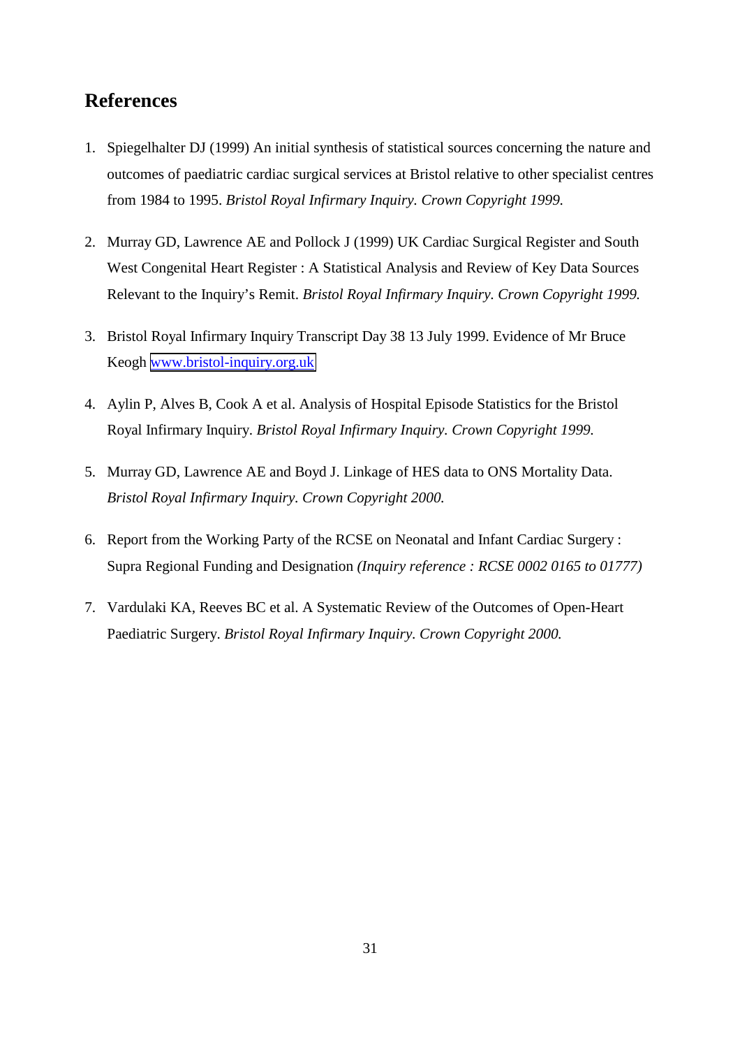## References

1. Spiegelhalter DJ (1999) An initial synthesis of statistical sources concerning the nature and outcomes of paediatric cardiac surgical services at Bristol relative to other specialist centres from 1984 to 1995. *Bristol Royal Infirmary Inquiry. Crown Copyright 1999.*

2. Murray GD, Lawrence AE and Pollock J (1999) UK Cardiac Surgical Register and South West Congenital Heart Register : A Statistical Analysis and Review of Key Data Sources Relevant to the Inquiry's Remit. *Bristol Royal Infirmary Inquiry. Crown Copyright 1999.*

3. Bristol Royal Infirmary Inquiry Transcript Day 38 13 July 1999. Evidence of Mr Bruce Keogh www.bristol-inquiry.org.uk

4. Aylin P, Alves B, Cook A et al. Analysis of Hospital Episode Statistics for the Bristol Royal Infirmary Inquiry. *Bristol Royal Infirmary Inquiry. Crown Copyright 1999.*

5. Murray GD, Lawrence AE and Boyd J. Linkage of HES data to ONS Mortality Data. *Bristol Royal Infirmary Inquiry. Crown Copyright 2000.*

6. Report from the Working Party of the RCSE on Neonatal and Infant Cardiac Surgery : Supra Regional Funding and Designation *(Inquiry reference : RCSE 0002 0165 to 01777)*

7. Vardulaki KA, Reeves BC et al. A Systematic Review of the Outcomes of Open-Heart Paediatric Surgery. *Bristol Royal Infirmary Inquiry. Crown Copyright 2000.*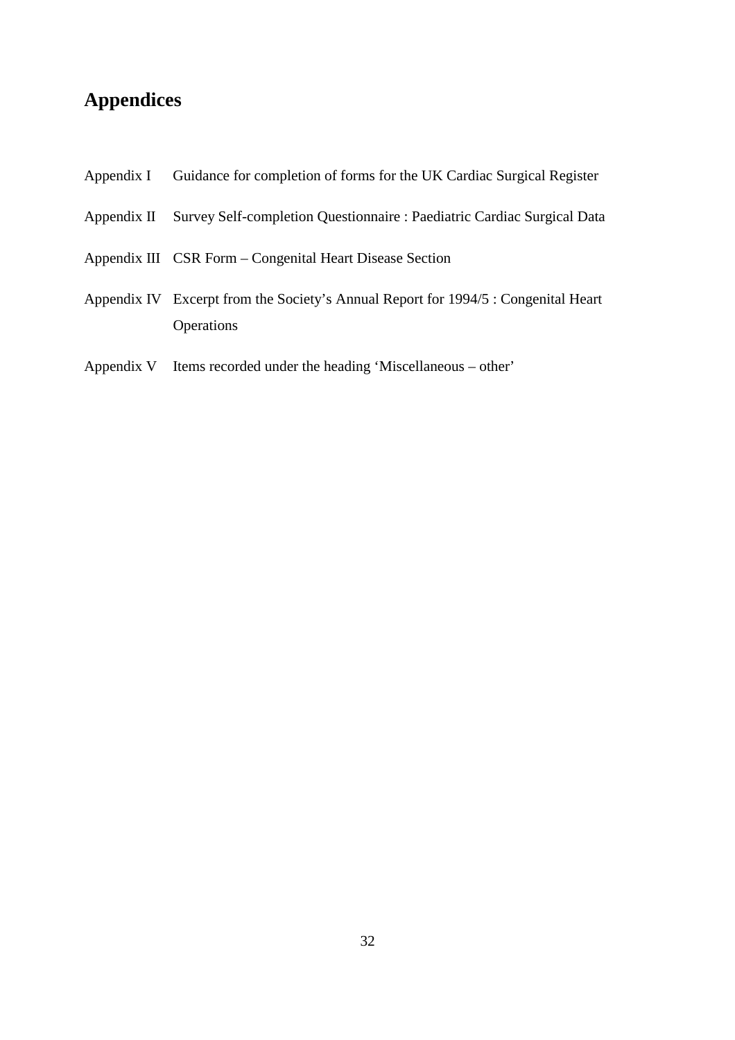# Appendices

| | |
|---|---|
| Appendix I | Guidance for completion of forms for the UK Cardiac Surgical Register |
| Appendix II | Survey Self-completion Questionnaire : Paediatric Cardiac Surgical Data |
| Appendix III | CSR Form – Congenital Heart Disease Section |
| Appendix IV | Excerpt from the Society's Annual Report for 1994/5 : Congenital Heart Operations |
| Appendix V | Items recorded under the heading 'Miscellaneous – other' |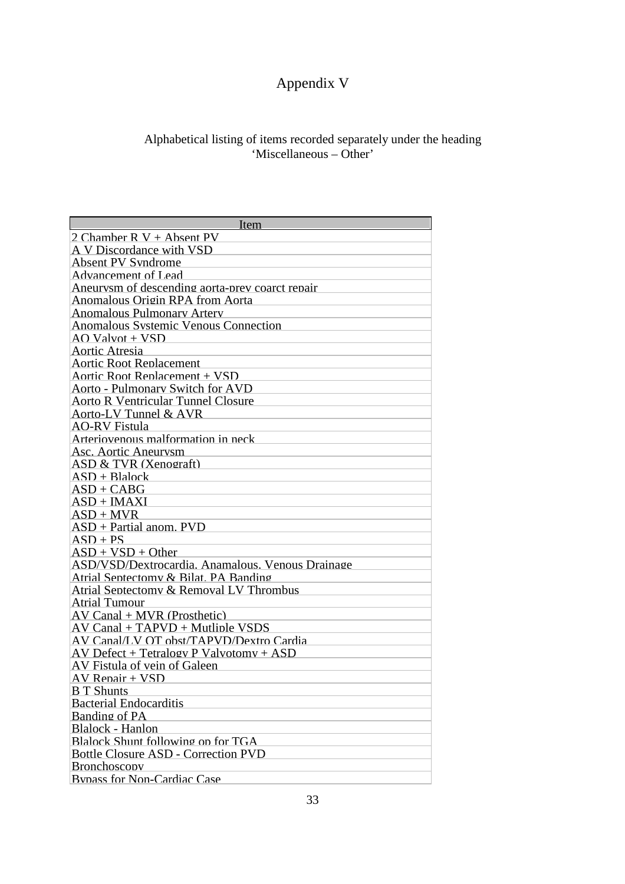# Appendix V

Alphabetical listing of items recorded separately under the heading 'Miscellaneous – Other'

| Item |
|---|
| 2 Chamber R V + Absent PV |
| A V Discordance with VSD |
| Absent PV Syndrome |
| Advancement of Lead |
| Aneurysm of descending aorta-prev coarct repair |
| Anomalous Origin RPA from Aorta |
| Anomalous Pulmonary Artery |
| Anomalous Systemic Venous Connection |
| AO Valvot + VSD |
| Aortic Atresia |
| Aortic Root Replacement |
| Aortic Root Replacement + VSD |
| Aorto - Pulmonary Switch for AVD |
| Aorto R Ventricular Tunnel Closure |
| Aorto-LV Tunnel & AVR |
| AO-RV Fistula |
| Arteriovenous malformation in neck |
| Asc. Aortic Aneurysm |
| ASD & TVR (Xenograft) |
| ASD + Blalock |
| ASD + CABG |
| ASD + IMAXI |
| ASD + MVR |
| ASD + Partial anom. PVD |
| ASD + PS |
| ASD + VSD + Other |
| ASD/VSD/Dextrocardia. Anamalous. Venous Drainage |
| Atrial Septectomy & Bilat. PA Banding |
| Atrial Septectomy & Removal LV Thrombus |
| Atrial Tumour |
| AV Canal + MVR (Prosthetic) |
| AV Canal + TAPVD + Mutliple VSDS |
| AV Canal/LV OT obst/TAPVD/Dextro Cardia |
| AV Defect + Tetralogy P Valvotomy + ASD |
| AV Fistula of vein of Galeen |
| AV Repair + VSD |
| B T Shunts |
| Bacterial Endocarditis |
| Banding of PA |
| Blalock - Hanlon |
| Blalock Shunt following op for TGA |
| Bottle Closure ASD - Correction PVD |
| Bronchoscopy |
| Bypass for Non-Cardiac Case |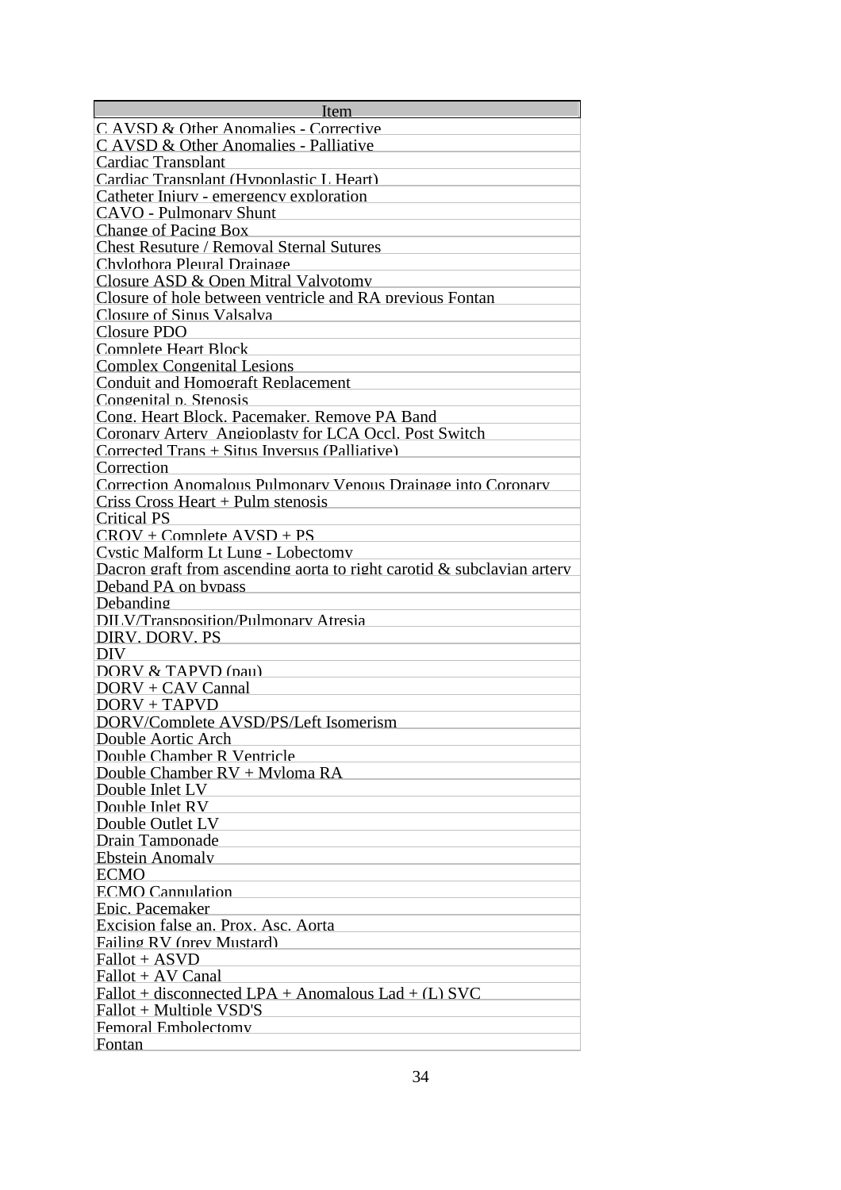| Item |
| --- |
| C AVSD & Other Anomalies - Corrective |
| C AVSD & Other Anomalies - Palliative |
| Cardiac Transplant |
| Cardiac Transplant (Hypoplastic L Heart) |
| Catheter Injury - emergency exploration |
| CAVO - Pulmonary Shunt |
| Change of Pacing Box |
| Chest Resuture / Removal Sternal Sutures |
| Chylothora Pleural Drainage |
| Closure ASD & Open Mitral Valvotomy |
| Closure of hole between ventricle and RA previous Fontan |
| Closure of Sinus Valsalva |
| Closure PDO |
| Complete Heart Block |
| Complex Congenital Lesions |
| Conduit and Homograft Replacement |
| Congenital p. Stenosis |
| Cong. Heart Block. Pacemaker. Remove PA Band |
| Coronary Artery Angioplasty for LCA Occl. Post Switch |
| Corrected Trans + Situs Inversus (Palliative) |
| Correction |
| Correction Anomalous Pulmonary Venous Drainage into Coronary |
| Criss Cross Heart + Pulm stenosis |
| Critical PS |
| CROV + Complete AVSD + PS |
| Cystic Malform Lt Lung - Lobectomy |
| Dacron graft from ascending aorta to right carotid & subclavian artery |
| Deband PA on bypass |
| Debanding |
| DILV/Transposition/Pulmonary Atresia |
| DIRV, DORV, PS |
| DIV |
| DORV & TAPVD (pau) |
| DORV + CAV Cannal |
| DORV + TAPVD |
| DORV/Complete AVSD/PS/Left Isomerism |
| Double Aortic Arch |
| Double Chamber R Ventricle |
| Double Chamber RV + Myloma RA |
| Double Inlet LV |
| Double Inlet RV |
| Double Outlet LV |
| Drain Tamponade |
| Ebstein Anomaly |
| ECMO |
| ECMO Cannulation |
| Epic. Pacemaker |
| Excision false an. Prox. Asc. Aorta |
| Failing RV (prev Mustard) |
| Fallot + ASVD |
| Fallot + AV Canal |
| Fallot + disconnected LPA + Anomalous Lad + (L) SVC |
| Fallot + Multiple VSD'S |
| Femoral Embolectomy |
| Fontan |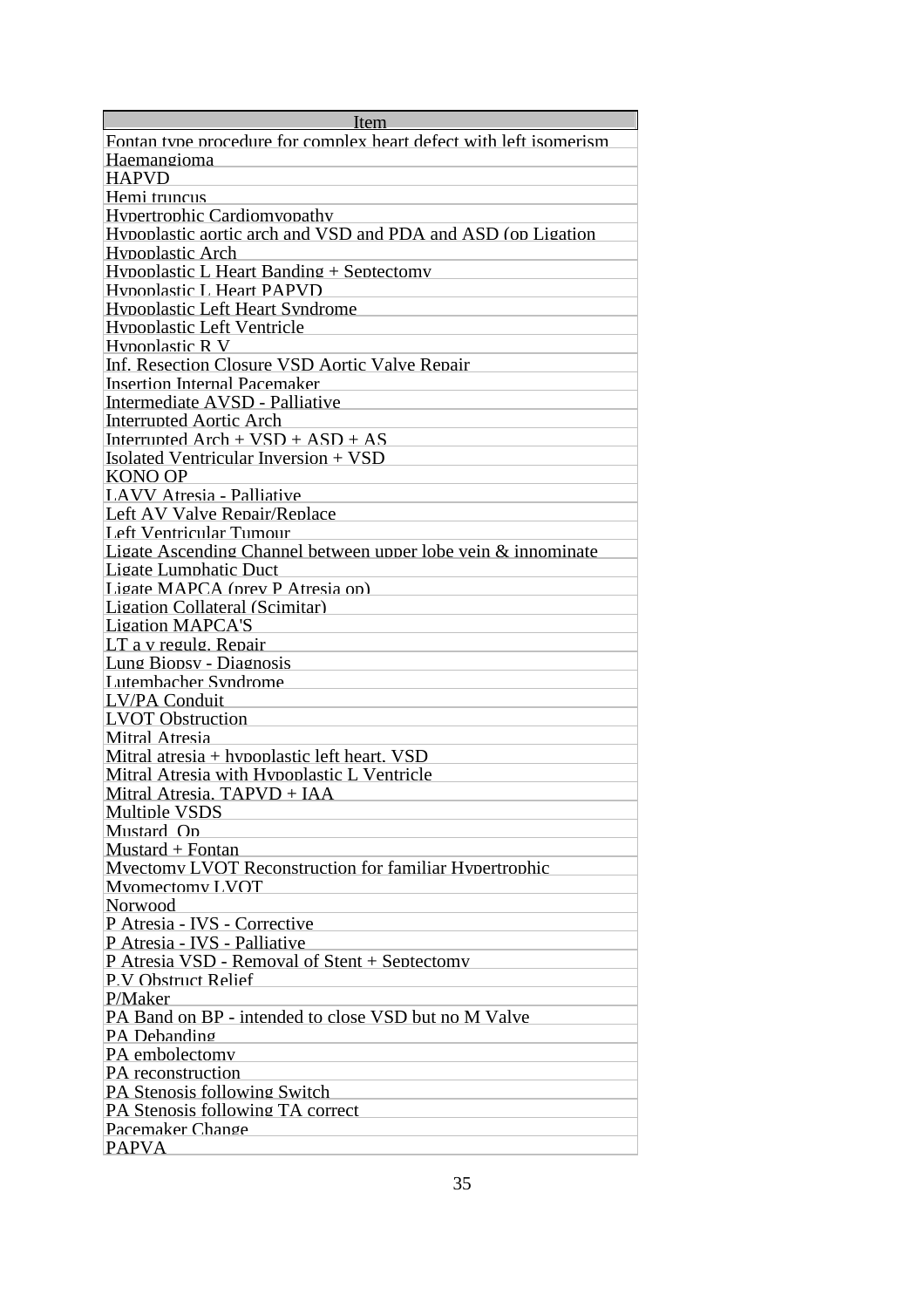| Item |
| --- |
| Fontan type procedure for complex heart defect with left isomerism |
| Haemangioma |
| HAPVD |
| Hemi truncus |
| Hypertrophic Cardiomyopathy |
| Hypoplastic aortic arch and VSD and PDA and ASD (op Ligation |
| Hypoplastic Arch |
| Hypoplastic L Heart Banding + Septectomy |
| Hypoplastic L Heart PAPVD |
| Hypoplastic Left Heart Syndrome |
| Hypoplastic Left Ventricle |
| Hypoplastic R V |
| Inf. Resection Closure VSD Aortic Valve Repair |
| Insertion Internal Pacemaker |
| Intermediate AVSD - Palliative |
| Interrupted Aortic Arch |
| Interrupted Arch + VSD + ASD + AS |
| Isolated Ventricular Inversion + VSD |
| KONO OP |
| LAVV Atresia - Palliative |
| Left AV Valve Repair/Replace |
| Left Ventricular Tumour |
| Ligate Ascending Channel between upper lobe vein & innominate |
| Ligate Lumphatic Duct |
| Ligate MAPCA (prev P Atresia op) |
| Ligation Collateral (Scimitar) |
| Ligation MAPCA'S |
| LT a v regulg. Repair |
| Lung Biopsy - Diagnosis |
| Lutembacher Syndrome |
| LV/PA Conduit |
| LVOT Obstruction |
| Mitral Atresia |
| Mitral atresia + hypoplastic left heart. VSD |
| Mitral Atresia with Hypoplastic L Ventricle |
| Mitral Atresia, TAPVD + IAA |
| Multiple VSDS |
| Mustard Op |
| Mustard + Fontan |
| Myectomy LVOT Reconstruction for familiar Hypertrophic |
| Myomectomy LVOT |
| Norwood |
| P Atresia - IVS - Corrective |
| P Atresia - IVS - Palliative |
| P Atresia VSD - Removal of Stent + Septectomy |
| P.V Obstruct Relief |
| P/Maker |
| PA Band on BP - intended to close VSD but no M Valve |
| PA Debanding |
| PA embolectomy |
| PA reconstruction |
| PA Stenosis following Switch |
| PA Stenosis following TA correct |
| Pacemaker Change |
| PAPVA |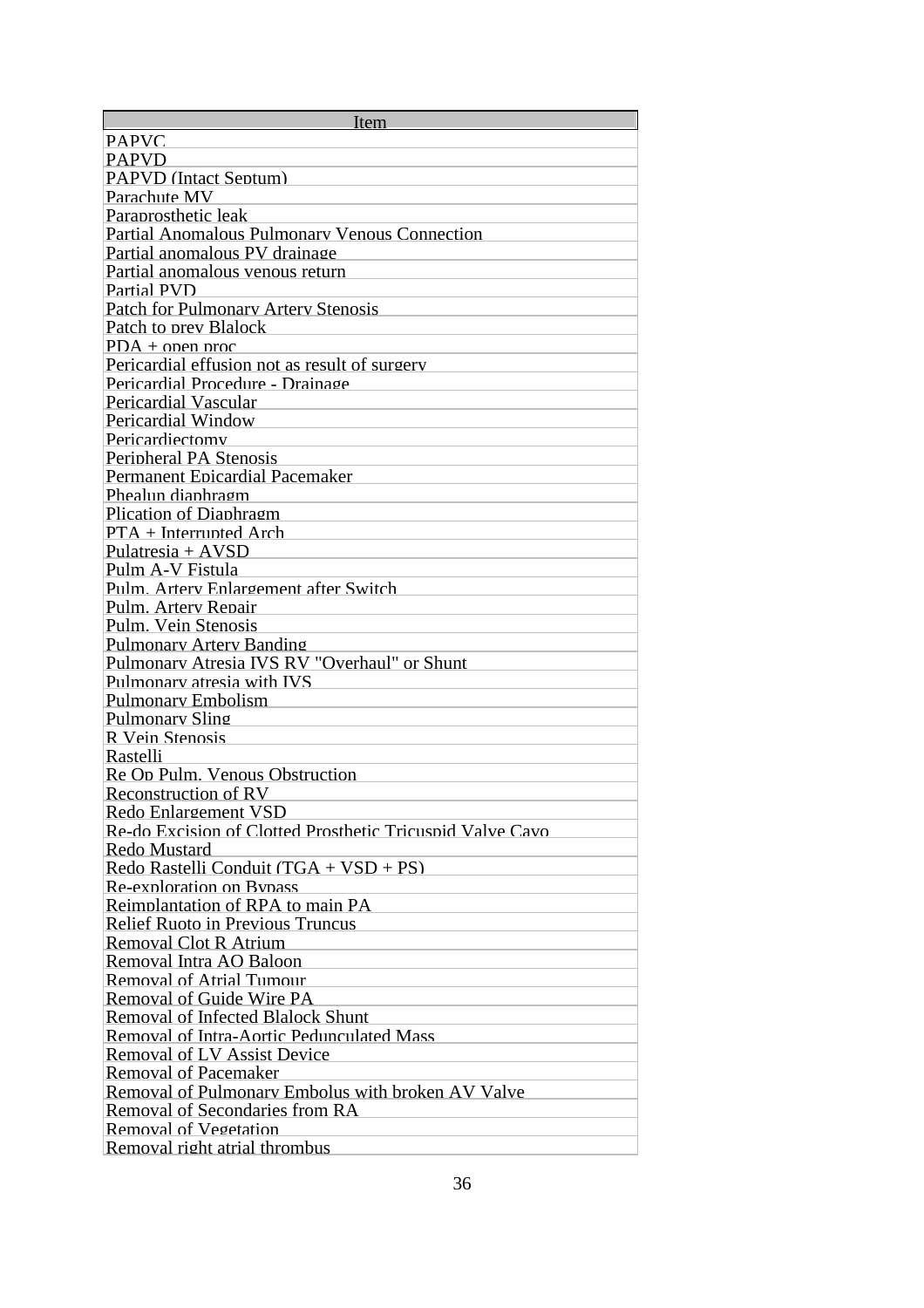| Item |
| --- |
| PAPVC |
| PAPVD |
| PAPVD (Intact Septum) |
| Parachute MV |
| Paraprosthetic leak |
| Partial Anomalous Pulmonary Venous Connection |
| Partial anomalous PV drainage |
| Partial anomalous venous return |
| Partial PVD |
| Patch for Pulmonary Artery Stenosis |
| Patch to prev Blalock |
| PDA + open proc |
| Pericardial effusion not as result of surgery |
| Pericardial Procedure - Drainage |
| Pericardial Vascular |
| Pericardial Window |
| Pericardiectomy |
| Peripheral PA Stenosis |
| Permanent Epicardial Pacemaker |
| Phealun diaphragm |
| Plication of Diaphragm |
| PTA + Interrupted Arch |
| Pulatresia + AVSD |
| Pulm A-V Fistula |
| Pulm. Artery Enlargement after Switch |
| Pulm. Artery Repair |
| Pulm. Vein Stenosis |
| Pulmonary Artery Banding |
| Pulmonary Atresia IVS RV "Overhaul" or Shunt |
| Pulmonary atresia with IVS |
| Pulmonary Embolism |
| Pulmonary Sling |
| R Vein Stenosis |
| Rastelli |
| Re Op Pulm. Venous Obstruction |
| Reconstruction of RV |
| Redo Enlargement VSD |
| Re-do Excision of Clotted Prosthetic Tricuspid Valve Cavo |
| Redo Mustard |
| Redo Rastelli Conduit (TGA + VSD + PS) |
| Re-exploration on Bypass |
| Reimplantation of RPA to main PA |
| Relief Ruoto in Previous Truncus |
| Removal Clot R Atrium |
| Removal Intra AO Baloon |
| Removal of Atrial Tumour |
| Removal of Guide Wire PA |
| Removal of Infected Blalock Shunt |
| Removal of Intra-Aortic Pedunculated Mass |
| Removal of LV Assist Device |
| Removal of Pacemaker |
| Removal of Pulmonary Embolus with broken AV Valve |
| Removal of Secondaries from RA |
| Removal of Vegetation |
| Removal right atrial thrombus |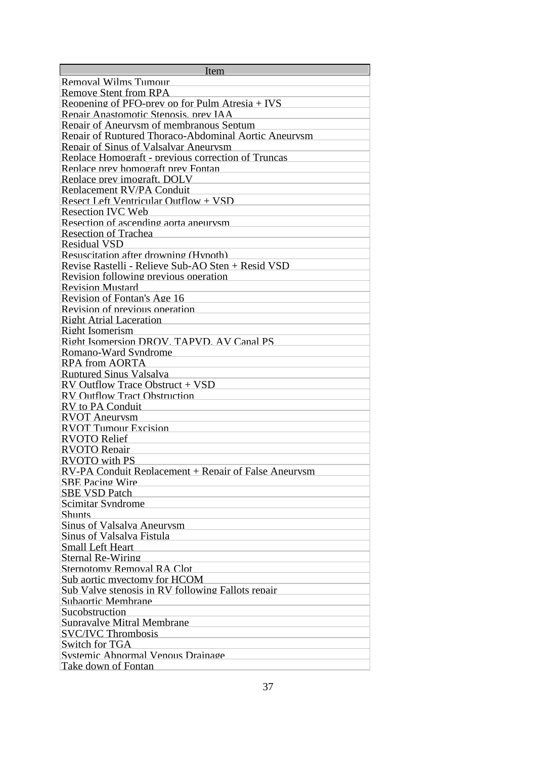| Item |
| --- |
| Removal Wilms Tumour |
| Remove Stent from RPA |
| Reopening of PFO-prev op for Pulm Atresia + IVS |
| Repair Anastomotic Stenosis, prev IAA |
| Repair of Aneurysm of membranous Septum |
| Repair of Ruptured Thoraco-Abdominal Aortic Aneurysm |
| Repair of Sinus of Valsalvar Aneurysm |
| Replace Homograft - previous correction of Truncas |
| Replace prev homograft prev Fontan |
| Replace prev imograft, DOLV |
| Replacement RV/PA Conduit |
| Resect Left Ventricular Outflow + VSD |
| Resection IVC Web |
| Resection of ascending aorta aneurysm |
| Resection of Trachea |
| Residual VSD |
| Resuscitation after drowning (Hypoth) |
| Revise Rastelli - Relieve Sub-AO Sten + Resid VSD |
| Revision following previous operation |
| Revision Mustard |
| Revision of Fontan's Age 16 |
| Revision of previous operation |
| Right Atrial Laceration |
| Right Isomerism |
| Right Isomersion DROV, TAPVD, AV Canal PS |
| Romano-Ward Syndrome |
| RPA from AORTA |
| Ruptured Sinus Valsalva |
| RV Outflow Trace Obstruct + VSD |
| RV Outflow Tract Obstruction |
| RV to PA Conduit |
| RVOT Aneurysm |
| RVOT Tumour Excision |
| RVOTO Relief |
| RVOTO Repair |
| RVOTO with PS |
| RV-PA Conduit Replacement + Repair of False Aneurysm |
| SBE Pacing Wire |
| SBE VSD Patch |
| Scimitar Syndrome |
| Shunts |
| Sinus of Valsalva Aneurysm |
| Sinus of Valsalva Fistula |
| Small Left Heart |
| Sternal Re-Wiring |
| Sternotomy Removal RA Clot |
| Sub aortic myectomy for HCOM |
| Sub Valve stenosis in RV following Fallots repair |
| Subaortic Membrane |
| Sucobstruction |
| Supravalve Mitral Membrane |
| SVC/IVC Thrombosis |
| Switch for TGA |
| Systemic Abnormal Venous Drainage |
| Take down of Fontan |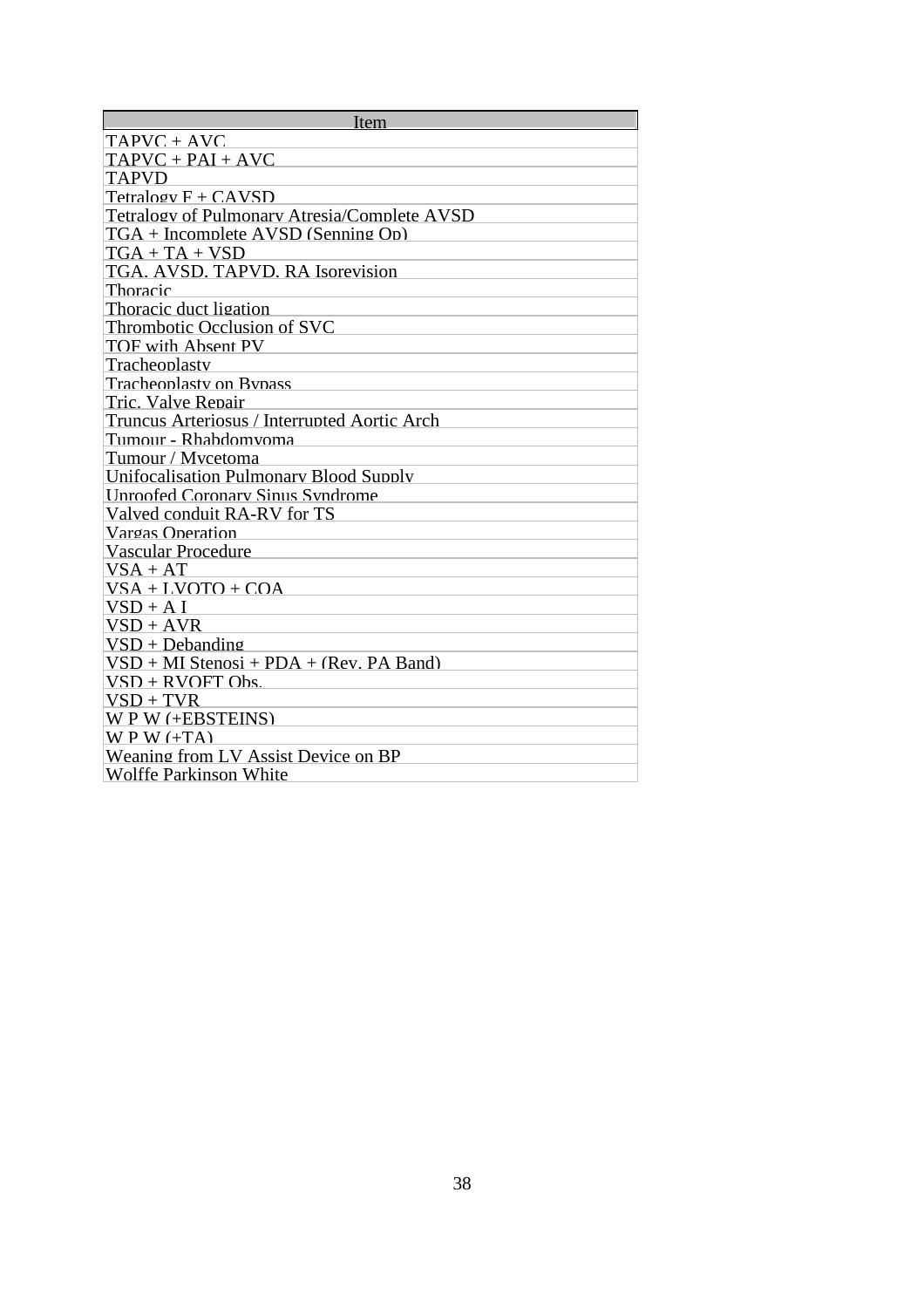| Item |
| --- |
| TAPVC + AVC |
| TAPVC + PAI + AVC |
| TAPVD |
| Tetralogy F + CAVSD |
| Tetralogy of Pulmonary Atresia/Complete AVSD |
| TGA + Incomplete AVSD (Senning Op) |
| TGA + TA + VSD |
| TGA, AVSD, TAPVD, RA Isorevision |
| Thoracic |
| Thoracic duct ligation |
| Thrombotic Occlusion of SVC |
| TOF with Absent PV |
| Tracheoplasty |
| Tracheoplasty on Bypass |
| Tric. Valve Repair |
| Truncus Arteriosus / Interrupted Aortic Arch |
| Tumour - Rhabdomyoma |
| Tumour / Mycetoma |
| Unifocalisation Pulmonary Blood Supply |
| Unroofed Coronary Sinus Syndrome |
| Valved conduit RA-RV for TS |
| Vargas Operation |
| Vascular Procedure |
| VSA + AT |
| VSA + LVOTO + COA |
| VSD + A I |
| VSD + AVR |
| VSD + Debanding |
| VSD + MI Stenosi + PDA + (Rev. PA Band) |
| VSD + RVOFT Obs. |
| VSD + TVR |
| W P W (+EBSTEINS) |
| W P W (+TA) |
| Weaning from LV Assist Device on BP |
| Wolffe Parkinson White |